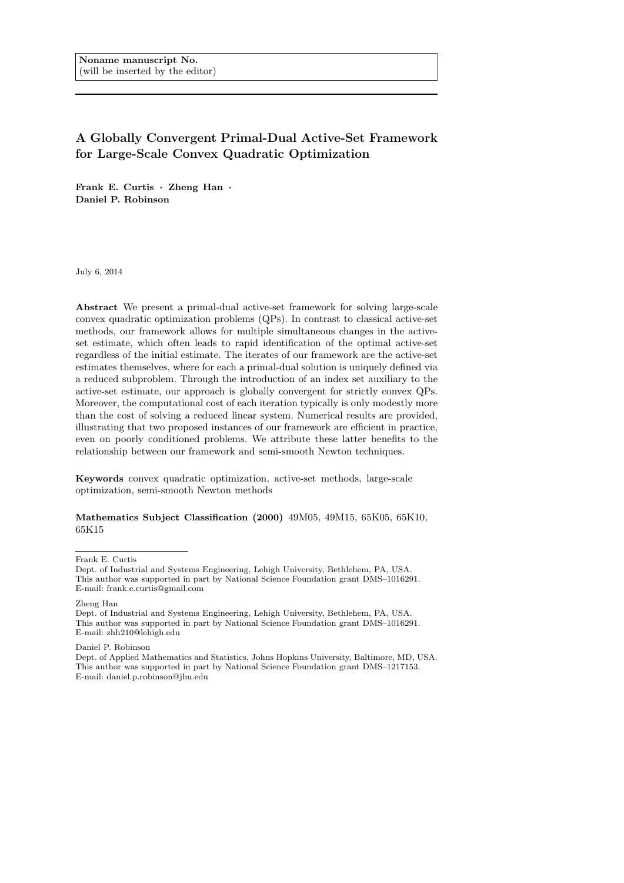Noname manuscript No.
(will be inserted by the editor)

# A Globally Convergent Primal-Dual Active-Set Framework for Large-Scale Convex Quadratic Optimization

**Frank E. Curtis · Zheng Han · Daniel P. Robinson**

July 6, 2014

**Abstract** We present a primal-dual active-set framework for solving large-scale convex quadratic optimization problems (QPs). In contrast to classical active-set methods, our framework allows for multiple simultaneous changes in the active-set estimate, which often leads to rapid identification of the optimal active-set regardless of the initial estimate. The iterates of our framework are the active-set estimates themselves, where for each a primal-dual solution is uniquely defined via a reduced subproblem. Through the introduction of an index set auxiliary to the active-set estimate, our approach is globally convergent for strictly convex QPs. Moreover, the computational cost of each iteration typically is only modestly more than the cost of solving a reduced linear system. Numerical results are provided, illustrating that two proposed instances of our framework are efficient in practice, even on poorly conditioned problems. We attribute these latter benefits to the relationship between our framework and semi-smooth Newton techniques.

**Keywords** convex quadratic optimization, active-set methods, large-scale optimization, semi-smooth Newton methods

**Mathematics Subject Classification (2000)** 49M05, 49M15, 65K05, 65K10, 65K15

---

Frank E. Curtis
Dept. of Industrial and Systems Engineering, Lehigh University, Bethlehem, PA, USA.
This author was supported in part by National Science Foundation grant DMS–1016291.
E-mail: frank.e.curtis@gmail.com

Zheng Han
Dept. of Industrial and Systems Engineering, Lehigh University, Bethlehem, PA, USA.
This author was supported in part by National Science Foundation grant DMS–1016291.
E-mail: zhh210@lehigh.edu

Daniel P. Robinson
Dept. of Applied Mathematics and Statistics, Johns Hopkins University, Baltimore, MD, USA.
This author was supported in part by National Science Foundation grant DMS–1217153.
E-mail: daniel.p.robinson@jhu.edu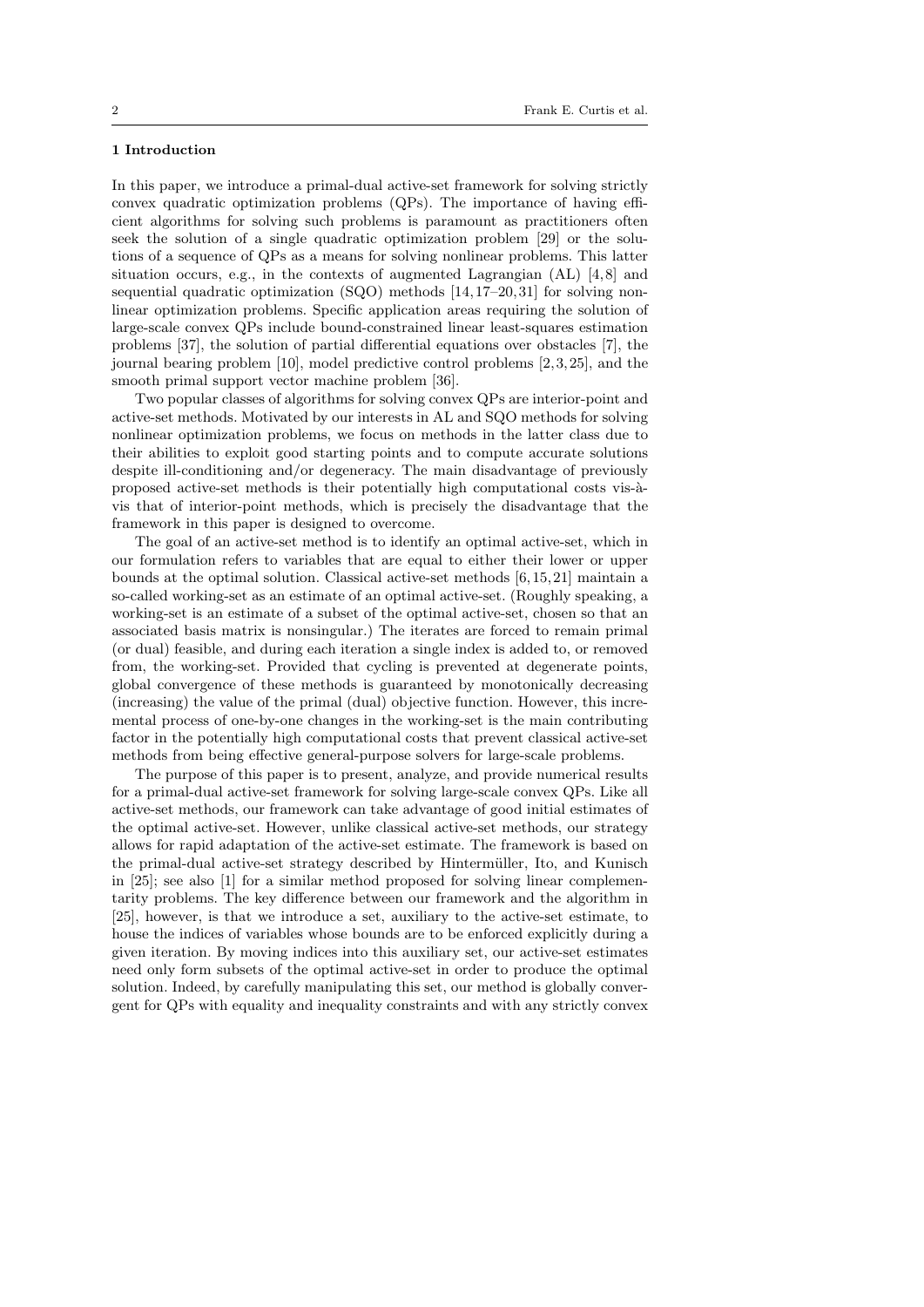## 1 Introduction

In this paper, we introduce a primal-dual active-set framework for solving strictly convex quadratic optimization problems (QPs). The importance of having efficient algorithms for solving such problems is paramount as practitioners often seek the solution of a single quadratic optimization problem [29] or the solutions of a sequence of QPs as a means for solving nonlinear problems. This latter situation occurs, e.g., in the contexts of augmented Lagrangian (AL) [4,8] and sequential quadratic optimization (SQO) methods [14,17–20,31] for solving nonlinear optimization problems. Specific application areas requiring the solution of large-scale convex QPs include bound-constrained linear least-squares estimation problems [37], the solution of partial differential equations over obstacles [7], the journal bearing problem [10], model predictive control problems [2,3,25], and the smooth primal support vector machine problem [36].

Two popular classes of algorithms for solving convex QPs are interior-point and active-set methods. Motivated by our interests in AL and SQO methods for solving nonlinear optimization problems, we focus on methods in the latter class due to their abilities to exploit good starting points and to compute accurate solutions despite ill-conditioning and/or degeneracy. The main disadvantage of previously proposed active-set methods is their potentially high computational costs vis-à-vis that of interior-point methods, which is precisely the disadvantage that the framework in this paper is designed to overcome.

The goal of an active-set method is to identify an optimal active-set, which in our formulation refers to variables that are equal to either their lower or upper bounds at the optimal solution. Classical active-set methods [6,15,21] maintain a so-called working-set as an estimate of an optimal active-set. (Roughly speaking, a working-set is an estimate of a subset of the optimal active-set, chosen so that an associated basis matrix is nonsingular.) The iterates are forced to remain primal (or dual) feasible, and during each iteration a single index is added to, or removed from, the working-set. Provided that cycling is prevented at degenerate points, global convergence of these methods is guaranteed by monotonically decreasing (increasing) the value of the primal (dual) objective function. However, this incremental process of one-by-one changes in the working-set is the main contributing factor in the potentially high computational costs that prevent classical active-set methods from being effective general-purpose solvers for large-scale problems.

The purpose of this paper is to present, analyze, and provide numerical results for a primal-dual active-set framework for solving large-scale convex QPs. Like all active-set methods, our framework can take advantage of good initial estimates of the optimal active-set. However, unlike classical active-set methods, our strategy allows for rapid adaptation of the active-set estimate. The framework is based on the primal-dual active-set strategy described by Hintermüller, Ito, and Kunisch in [25]; see also [1] for a similar method proposed for solving linear complementarity problems. The key difference between our framework and the algorithm in [25], however, is that we introduce a set, auxiliary to the active-set estimate, to house the indices of variables whose bounds are to be enforced explicitly during a given iteration. By moving indices into this auxiliary set, our active-set estimates need only form subsets of the optimal active-set in order to produce the optimal solution. Indeed, by carefully manipulating this set, our method is globally convergent for QPs with equality and inequality constraints and with any strictly convex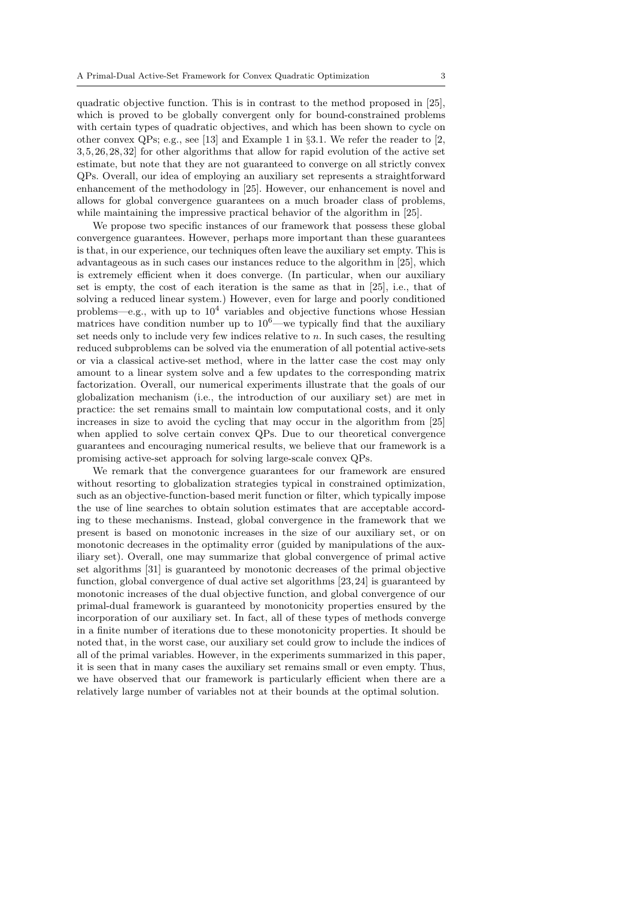quadratic objective function. This is in contrast to the method proposed in [25], which is proved to be globally convergent only for bound-constrained problems with certain types of quadratic objectives, and which has been shown to cycle on other convex QPs; e.g., see [13] and Example 1 in §3.1. We refer the reader to [2, 3, 5, 26, 28, 32] for other algorithms that allow for rapid evolution of the active set estimate, but note that they are not guaranteed to converge on all strictly convex QPs. Overall, our idea of employing an auxiliary set represents a straightforward enhancement of the methodology in [25]. However, our enhancement is novel and allows for global convergence guarantees on a much broader class of problems, while maintaining the impressive practical behavior of the algorithm in [25].

We propose two specific instances of our framework that possess these global convergence guarantees. However, perhaps more important than these guarantees is that, in our experience, our techniques often leave the auxiliary set empty. This is advantageous as in such cases our instances reduce to the algorithm in [25], which is extremely efficient when it does converge. (In particular, when our auxiliary set is empty, the cost of each iteration is the same as that in [25], i.e., that of solving a reduced linear system.) However, even for large and poorly conditioned problems—e.g., with up to $10^4$ variables and objective functions whose Hessian matrices have condition number up to $10^6$—we typically find that the auxiliary set needs only to include very few indices relative to $n$. In such cases, the resulting reduced subproblems can be solved via the enumeration of all potential active-sets or via a classical active-set method, where in the latter case the cost may only amount to a linear system solve and a few updates to the corresponding matrix factorization. Overall, our numerical experiments illustrate that the goals of our globalization mechanism (i.e., the introduction of our auxiliary set) are met in practice: the set remains small to maintain low computational costs, and it only increases in size to avoid the cycling that may occur in the algorithm from [25] when applied to solve certain convex QPs. Due to our theoretical convergence guarantees and encouraging numerical results, we believe that our framework is a promising active-set approach for solving large-scale convex QPs.

We remark that the convergence guarantees for our framework are ensured without resorting to globalization strategies typical in constrained optimization, such as an objective-function-based merit function or filter, which typically impose the use of line searches to obtain solution estimates that are acceptable according to these mechanisms. Instead, global convergence in the framework that we present is based on monotonic increases in the size of our auxiliary set, or on monotonic decreases in the optimality error (guided by manipulations of the auxiliary set). Overall, one may summarize that global convergence of primal active set algorithms [31] is guaranteed by monotonic decreases of the primal objective function, global convergence of dual active set algorithms [23, 24] is guaranteed by monotonic increases of the dual objective function, and global convergence of our primal-dual framework is guaranteed by monotonicity properties ensured by the incorporation of our auxiliary set. In fact, all of these types of methods converge in a finite number of iterations due to these monotonicity properties. It should be noted that, in the worst case, our auxiliary set could grow to include the indices of all of the primal variables. However, in the experiments summarized in this paper, it is seen that in many cases the auxiliary set remains small or even empty. Thus, we have observed that our framework is particularly efficient when there are a relatively large number of variables not at their bounds at the optimal solution.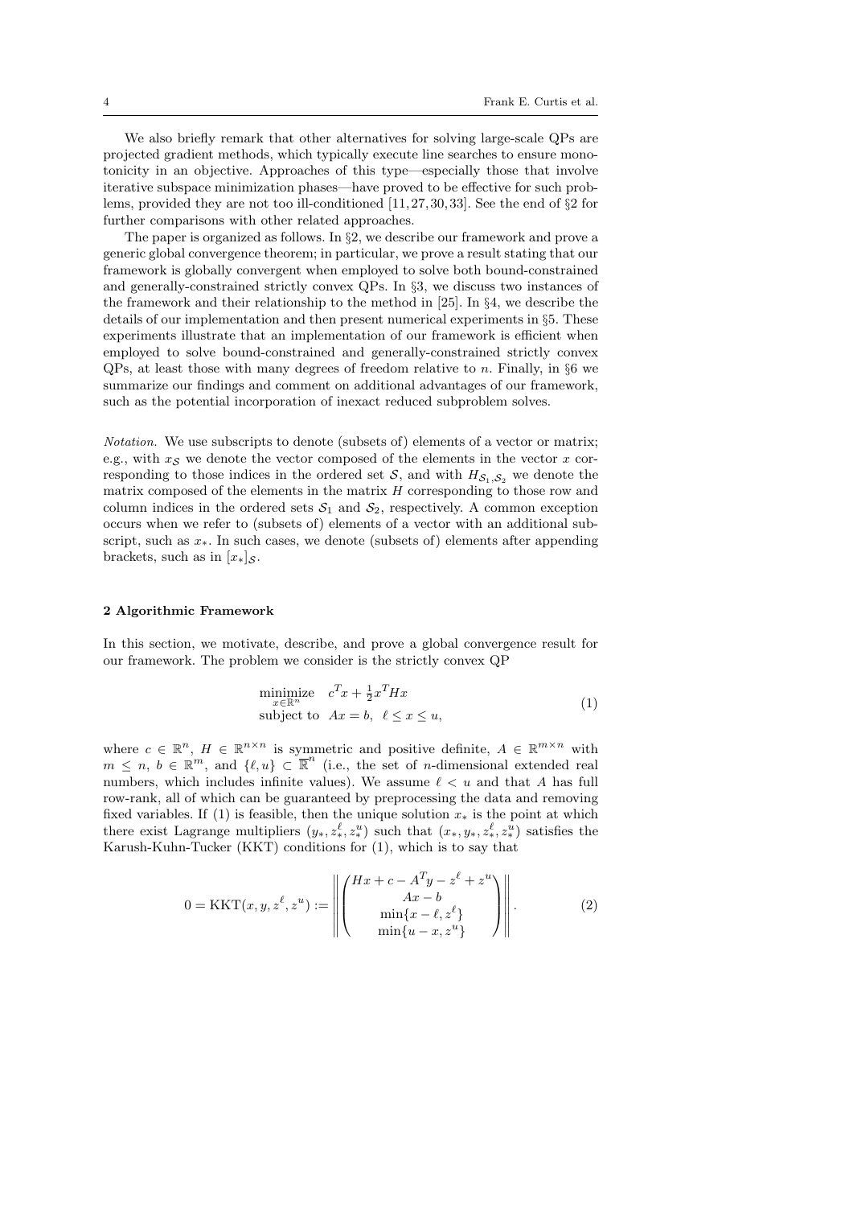We also briefly remark that other alternatives for solving large-scale QPs are projected gradient methods, which typically execute line searches to ensure monotonicity in an objective. Approaches of this type—especially those that involve iterative subspace minimization phases—have proved to be effective for such problems, provided they are not too ill-conditioned [11, 27, 30, 33]. See the end of §2 for further comparisons with other related approaches.

The paper is organized as follows. In §2, we describe our framework and prove a generic global convergence theorem; in particular, we prove a result stating that our framework is globally convergent when employed to solve both bound-constrained and generally-constrained strictly convex QPs. In §3, we discuss two instances of the framework and their relationship to the method in [25]. In §4, we describe the details of our implementation and then present numerical experiments in §5. These experiments illustrate that an implementation of our framework is efficient when employed to solve bound-constrained and generally-constrained strictly convex QPs, at least those with many degrees of freedom relative to $n$. Finally, in §6 we summarize our findings and comment on additional advantages of our framework, such as the potential incorporation of inexact reduced subproblem solves.

*Notation.* We use subscripts to denote (subsets of) elements of a vector or matrix; e.g., with $x_{\mathcal{S}}$ we denote the vector composed of the elements in the vector $x$ corresponding to those indices in the ordered set $\mathcal{S}$, and with $H_{\mathcal{S}_1,\mathcal{S}_2}$ we denote the matrix composed of the elements in the matrix $H$ corresponding to those row and column indices in the ordered sets $\mathcal{S}_1$ and $\mathcal{S}_2$, respectively. A common exception occurs when we refer to (subsets of) elements of a vector with an additional subscript, such as $x_*$. In such cases, we denote (subsets of) elements after appending brackets, such as in $[x_*]_{\mathcal{S}}$.

## 2 Algorithmic Framework

In this section, we motivate, describe, and prove a global convergence result for our framework. The problem we consider is the strictly convex QP

$$
\begin{aligned}
\underset{x \in \mathbb{R}^n}{\text{minimize}} \quad & c^T x + \tfrac{1}{2} x^T H x \\
\text{subject to} \quad & Ax = b, \;\; \ell \leq x \leq u,
\end{aligned} \tag{1}
$$

where $c \in \mathbb{R}^n$, $H \in \mathbb{R}^{n \times n}$ is symmetric and positive definite, $A \in \mathbb{R}^{m \times n}$ with $m \leq n$, $b \in \mathbb{R}^m$, and $\{\ell, u\} \subset \overline{\mathbb{R}}^n$ (i.e., the set of $n$-dimensional extended real numbers, which includes infinite values). We assume $\ell < u$ and that $A$ has full row-rank, all of which can be guaranteed by preprocessing the data and removing fixed variables. If (1) is feasible, then the unique solution $x_*$ is the point at which there exist Lagrange multipliers $(y_*, z_*^\ell, z_*^u)$ such that $(x_*, y_*, z_*^\ell, z_*^u)$ satisfies the Karush-Kuhn-Tucker (KKT) conditions for (1), which is to say that

$$
0 = \text{KKT}(x, y, z^\ell, z^u) := \left\| \begin{pmatrix} Hx + c - A^T y - z^\ell + z^u \\ Ax - b \\ \min\{x - \ell, z^\ell\} \\ \min\{u - x, z^u\} \end{pmatrix} \right\|. \tag{2}
$$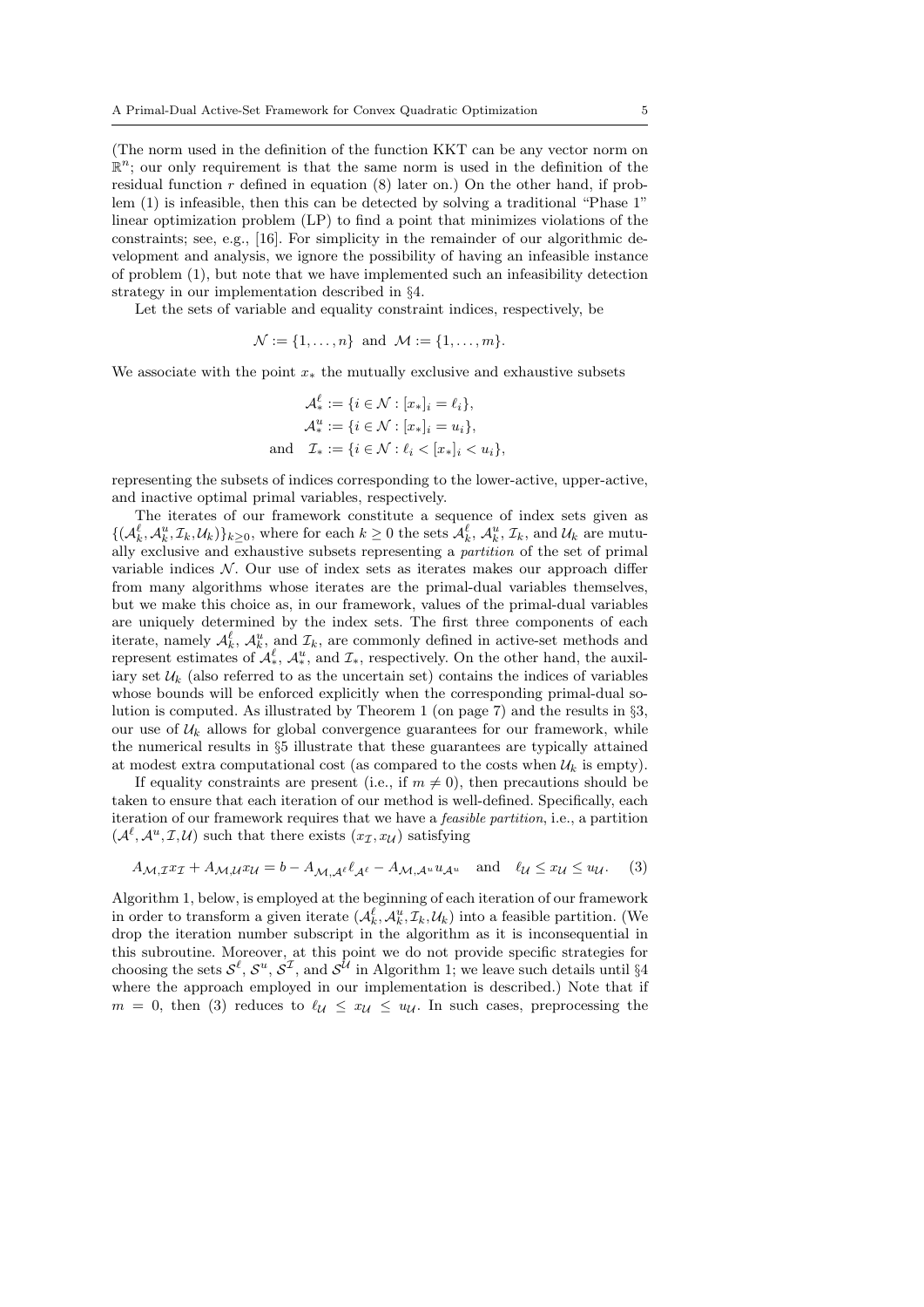(The norm used in the definition of the function KKT can be any vector norm on $\mathbb{R}^n$; our only requirement is that the same norm is used in the definition of the residual function $r$ defined in equation (8) later on.) On the other hand, if problem (1) is infeasible, then this can be detected by solving a traditional "Phase 1" linear optimization problem (LP) to find a point that minimizes violations of the constraints; see, e.g., [16]. For simplicity in the remainder of our algorithmic development and analysis, we ignore the possibility of having an infeasible instance of problem (1), but note that we have implemented such an infeasibility detection strategy in our implementation described in §4.

Let the sets of variable and equality constraint indices, respectively, be

$$\mathcal{N} := \{1, \ldots, n\} \text{ and } \mathcal{M} := \{1, \ldots, m\}.$$

We associate with the point $x_*$ the mutually exclusive and exhaustive subsets

$$\begin{aligned}
\mathcal{A}_*^\ell &:= \{i \in \mathcal{N} : [x_*]_i = \ell_i\}, \\
\mathcal{A}_*^u &:= \{i \in \mathcal{N} : [x_*]_i = u_i\}, \\
\text{and} \quad \mathcal{I}_* &:= \{i \in \mathcal{N} : \ell_i < [x_*]_i < u_i\},
\end{aligned}$$

representing the subsets of indices corresponding to the lower-active, upper-active, and inactive optimal primal variables, respectively.

The iterates of our framework constitute a sequence of index sets given as $\{(\mathcal{A}_k^\ell, \mathcal{A}_k^u, \mathcal{I}_k, \mathcal{U}_k)\}_{k \geq 0}$, where for each $k \geq 0$ the sets $\mathcal{A}_k^\ell$, $\mathcal{A}_k^u$, $\mathcal{I}_k$, and $\mathcal{U}_k$ are mutually exclusive and exhaustive subsets representing a *partition* of the set of primal variable indices $\mathcal{N}$. Our use of index sets as iterates makes our approach differ from many algorithms whose iterates are the primal-dual variables themselves, but we make this choice as, in our framework, values of the primal-dual variables are uniquely determined by the index sets. The first three components of each iterate, namely $\mathcal{A}_k^\ell$, $\mathcal{A}_k^u$, and $\mathcal{I}_k$, are commonly defined in active-set methods and represent estimates of $\mathcal{A}_*^\ell$, $\mathcal{A}_*^u$, and $\mathcal{I}_*$, respectively. On the other hand, the auxiliary set $\mathcal{U}_k$ (also referred to as the uncertain set) contains the indices of variables whose bounds will be enforced explicitly when the corresponding primal-dual solution is computed. As illustrated by Theorem 1 (on page 7) and the results in §3, our use of $\mathcal{U}_k$ allows for global convergence guarantees for our framework, while the numerical results in §5 illustrate that these guarantees are typically attained at modest extra computational cost (as compared to the costs when $\mathcal{U}_k$ is empty).

If equality constraints are present (i.e., if $m \neq 0$), then precautions should be taken to ensure that each iteration of our method is well-defined. Specifically, each iteration of our framework requires that we have a *feasible partition*, i.e., a partition $(\mathcal{A}^\ell, \mathcal{A}^u, \mathcal{I}, \mathcal{U})$ such that there exists $(x_\mathcal{I}, x_\mathcal{U})$ satisfying

$$A_{\mathcal{M},\mathcal{I}} x_\mathcal{I} + A_{\mathcal{M},\mathcal{U}} x_\mathcal{U} = b - A_{\mathcal{M},\mathcal{A}^\ell} \ell_{\mathcal{A}^\ell} - A_{\mathcal{M},\mathcal{A}^u} u_{\mathcal{A}^u} \quad \text{and} \quad \ell_\mathcal{U} \leq x_\mathcal{U} \leq u_\mathcal{U}. \tag{3}$$

Algorithm 1, below, is employed at the beginning of each iteration of our framework in order to transform a given iterate $(\mathcal{A}_k^\ell, \mathcal{A}_k^u, \mathcal{I}_k, \mathcal{U}_k)$ into a feasible partition. (We drop the iteration number subscript in the algorithm as it is inconsequential in this subroutine. Moreover, at this point we do not provide specific strategies for choosing the sets $\mathcal{S}^\ell$, $\mathcal{S}^u$, $\mathcal{S}^\mathcal{I}$, and $\mathcal{S}^\mathcal{U}$ in Algorithm 1; we leave such details until §4 where the approach employed in our implementation is described.) Note that if $m = 0$, then (3) reduces to $\ell_\mathcal{U} \leq x_\mathcal{U} \leq u_\mathcal{U}$. In such cases, preprocessing the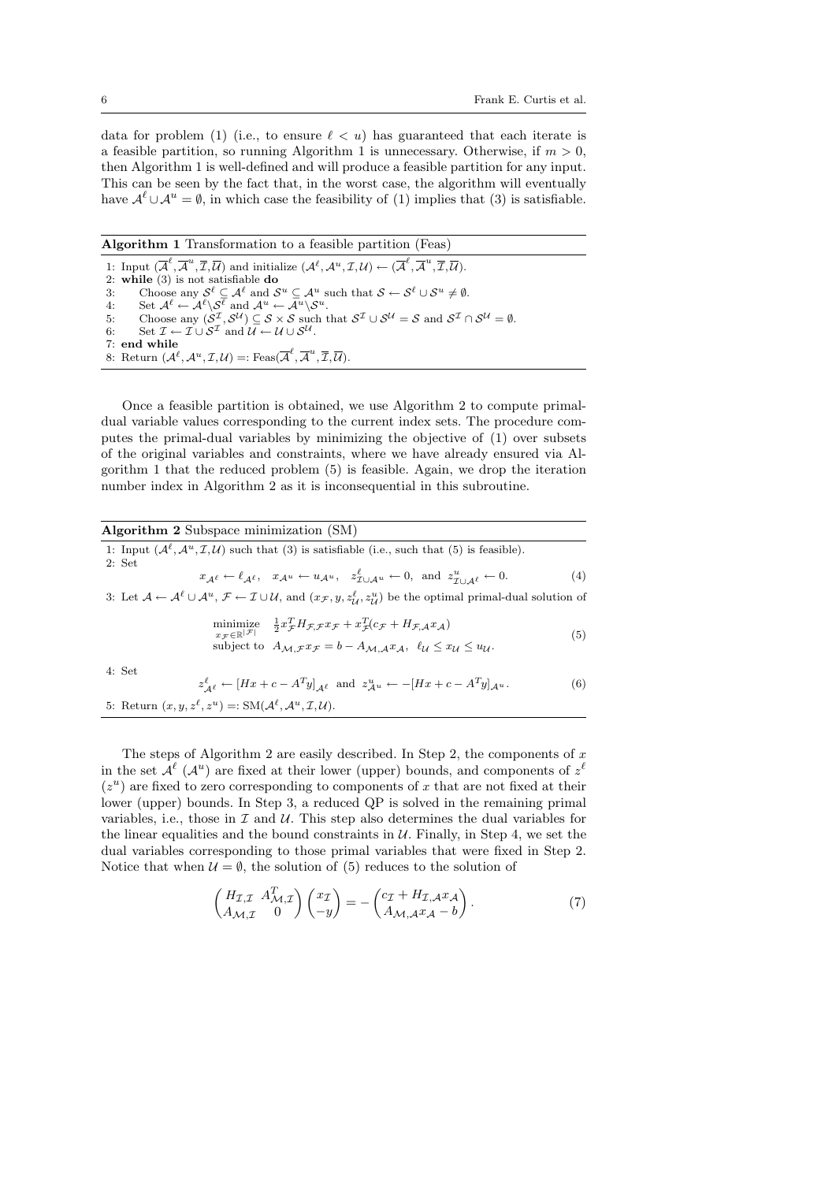data for problem (1) (i.e., to ensure $\ell < u$) has guaranteed that each iterate is a feasible partition, so running Algorithm 1 is unnecessary. Otherwise, if $m > 0$, then Algorithm 1 is well-defined and will produce a feasible partition for any input. This can be seen by the fact that, in the worst case, the algorithm will eventually have $\mathcal{A}^\ell \cup \mathcal{A}^u = \emptyset$, in which case the feasibility of (1) implies that (3) is satisfiable.

**Algorithm 1** Transformation to a feasible partition (Feas)

1: Input $(\overline{\mathcal{A}}^\ell, \overline{\mathcal{A}}^u, \overline{\mathcal{I}}, \overline{\mathcal{U}})$ and initialize $(\mathcal{A}^\ell, \mathcal{A}^u, \mathcal{I}, \mathcal{U}) \leftarrow (\overline{\mathcal{A}}^\ell, \overline{\mathcal{A}}^u, \overline{\mathcal{I}}, \overline{\mathcal{U}})$.
2: **while** (3) is not satisfiable **do**
3: Choose any $\mathcal{S}^\ell \subseteq \mathcal{A}^\ell$ and $\mathcal{S}^u \subseteq \mathcal{A}^u$ such that $\mathcal{S} \leftarrow \mathcal{S}^\ell \cup \mathcal{S}^u \neq \emptyset$.
4: Set $\mathcal{A}^\ell \leftarrow \mathcal{A}^\ell \backslash \mathcal{S}^\ell$ and $\mathcal{A}^u \leftarrow \mathcal{A}^u \backslash \mathcal{S}^u$.
5: Choose any $(\mathcal{S}^\mathcal{I}, \mathcal{S}^\mathcal{U}) \subseteq \mathcal{S} \times \mathcal{S}$ such that $\mathcal{S}^\mathcal{I} \cup \mathcal{S}^\mathcal{U} = \mathcal{S}$ and $\mathcal{S}^\mathcal{I} \cap \mathcal{S}^\mathcal{U} = \emptyset$.
6: Set $\mathcal{I} \leftarrow \mathcal{I} \cup \mathcal{S}^\mathcal{I}$ and $\mathcal{U} \leftarrow \mathcal{U} \cup \mathcal{S}^\mathcal{U}$.
7: **end while**
8: Return $(\mathcal{A}^\ell, \mathcal{A}^u, \mathcal{I}, \mathcal{U}) =: \text{Feas}(\overline{\mathcal{A}}^\ell, \overline{\mathcal{A}}^u, \overline{\mathcal{I}}, \overline{\mathcal{U}})$.

Once a feasible partition is obtained, we use Algorithm 2 to compute primal-dual variable values corresponding to the current index sets. The procedure computes the primal-dual variables by minimizing the objective of (1) over subsets of the original variables and constraints, where we have already ensured via Algorithm 1 that the reduced problem (5) is feasible. Again, we drop the iteration number index in Algorithm 2 as it is inconsequential in this subroutine.

**Algorithm 2** Subspace minimization (SM)

1: Input $(\mathcal{A}^\ell, \mathcal{A}^u, \mathcal{I}, \mathcal{U})$ such that (3) is satisfiable (i.e., such that (5) is feasible).
2: Set
$$x_{\mathcal{A}^\ell} \leftarrow \ell_{\mathcal{A}^\ell}, \quad x_{\mathcal{A}^u} \leftarrow u_{\mathcal{A}^u}, \quad z^\ell_{\mathcal{I}\cup\mathcal{A}^u} \leftarrow 0, \text{ and } z^u_{\mathcal{I}\cup\mathcal{A}^\ell} \leftarrow 0. \tag{4}$$
3: Let $\mathcal{A} \leftarrow \mathcal{A}^\ell \cup \mathcal{A}^u$, $\mathcal{F} \leftarrow \mathcal{I} \cup \mathcal{U}$, and $(x_\mathcal{F}, y, z^\ell_\mathcal{U}, z^u_\mathcal{U})$ be the optimal primal-dual solution of
$$\begin{aligned} &\underset{x_\mathcal{F} \in \mathbb{R}^{|\mathcal{F}|}}{\text{minimize}} \quad \tfrac{1}{2} x_\mathcal{F}^T H_{\mathcal{F},\mathcal{F}} x_\mathcal{F} + x_\mathcal{F}^T (c_\mathcal{F} + H_{\mathcal{F},\mathcal{A}} x_\mathcal{A}) \\ &\text{subject to} \quad A_{\mathcal{M},\mathcal{F}} x_\mathcal{F} = b - A_{\mathcal{M},\mathcal{A}} x_\mathcal{A}, \;\; \ell_\mathcal{U} \le x_\mathcal{U} \le u_\mathcal{U}. \end{aligned} \tag{5}$$
4: Set
$$z^\ell_{\mathcal{A}^\ell} \leftarrow [Hx + c - A^T y]_{\mathcal{A}^\ell} \text{ and } z^u_{\mathcal{A}^u} \leftarrow -[Hx + c - A^T y]_{\mathcal{A}^u}. \tag{6}$$
5: Return $(x, y, z^\ell, z^u) =: \text{SM}(\mathcal{A}^\ell, \mathcal{A}^u, \mathcal{I}, \mathcal{U})$.

The steps of Algorithm 2 are easily described. In Step 2, the components of $x$ in the set $\mathcal{A}^\ell$ ($\mathcal{A}^u$) are fixed at their lower (upper) bounds, and components of $z^\ell$ ($z^u$) are fixed to zero corresponding to components of $x$ that are not fixed at their lower (upper) bounds. In Step 3, a reduced QP is solved in the remaining primal variables, i.e., those in $\mathcal{I}$ and $\mathcal{U}$. This step also determines the dual variables for the linear equalities and the bound constraints in $\mathcal{U}$. Finally, in Step 4, we set the dual variables corresponding to those primal variables that were fixed in Step 2. Notice that when $\mathcal{U} = \emptyset$, the solution of (5) reduces to the solution of

$$\begin{pmatrix} H_{\mathcal{I},\mathcal{I}} & A^T_{\mathcal{M},\mathcal{I}} \\ A_{\mathcal{M},\mathcal{I}} & 0 \end{pmatrix} \begin{pmatrix} x_\mathcal{I} \\ -y \end{pmatrix} = - \begin{pmatrix} c_\mathcal{I} + H_{\mathcal{I},\mathcal{A}} x_\mathcal{A} \\ A_{\mathcal{M},\mathcal{A}} x_\mathcal{A} - b \end{pmatrix}. \tag{7}$$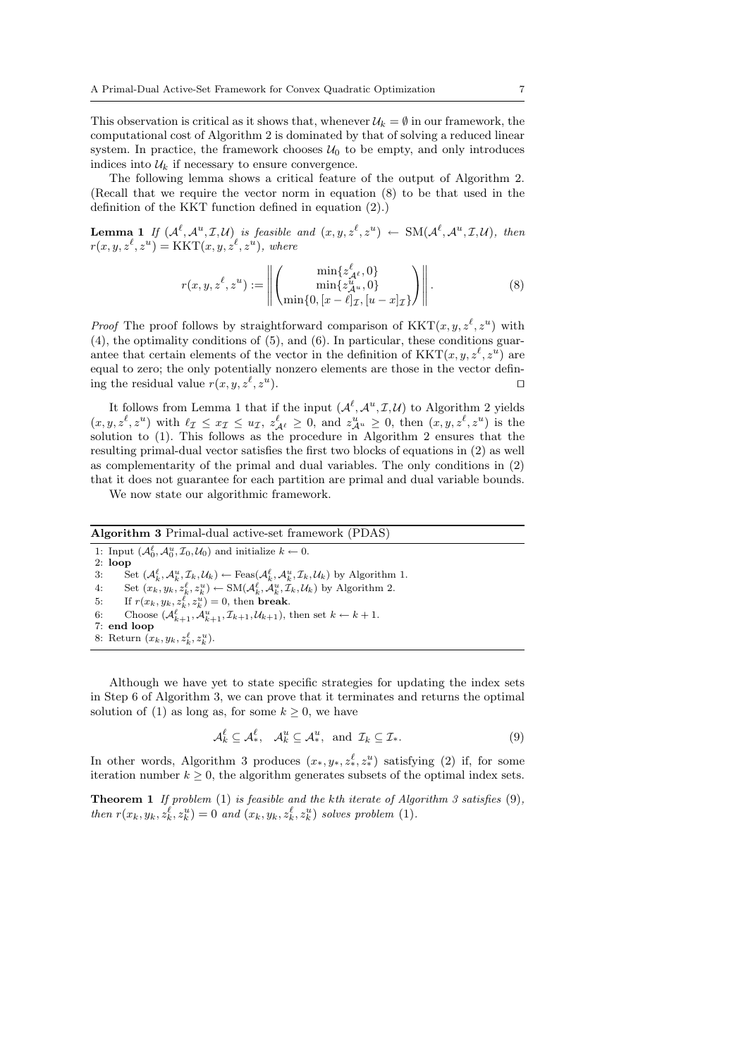This observation is critical as it shows that, whenever $\mathcal{U}_k = \emptyset$ in our framework, the computational cost of Algorithm 2 is dominated by that of solving a reduced linear system. In practice, the framework chooses $\mathcal{U}_0$ to be empty, and only introduces indices into $\mathcal{U}_k$ if necessary to ensure convergence.

The following lemma shows a critical feature of the output of Algorithm 2. (Recall that we require the vector norm in equation (8) to be that used in the definition of the KKT function defined in equation (2).)

**Lemma 1** *If $(\mathcal{A}^\ell, \mathcal{A}^u, \mathcal{I}, \mathcal{U})$ is feasible and $(x, y, z^\ell, z^u) \leftarrow \text{SM}(\mathcal{A}^\ell, \mathcal{A}^u, \mathcal{I}, \mathcal{U})$, then $r(x, y, z^\ell, z^u) = \text{KKT}(x, y, z^\ell, z^u)$, where*

$$r(x, y, z^\ell, z^u) := \left\| \begin{pmatrix} \min\{z^\ell_{\mathcal{A}^\ell}, 0\} \\ \min\{z^u_{\mathcal{A}^u}, 0\} \\ \min\{0, [x - \ell]_{\mathcal{I}}, [u - x]_{\mathcal{I}}\} \end{pmatrix} \right\|. \tag{8}$$

*Proof* The proof follows by straightforward comparison of $\text{KKT}(x, y, z^\ell, z^u)$ with (4), the optimality conditions of (5), and (6). In particular, these conditions guarantee that certain elements of the vector in the definition of $\text{KKT}(x, y, z^\ell, z^u)$ are equal to zero; the only potentially nonzero elements are those in the vector defining the residual value $r(x, y, z^\ell, z^u)$. ⊓⊔

It follows from Lemma 1 that if the input $(\mathcal{A}^\ell, \mathcal{A}^u, \mathcal{I}, \mathcal{U})$ to Algorithm 2 yields $(x, y, z^\ell, z^u)$ with $\ell_{\mathcal{I}} \leq x_{\mathcal{I}} \leq u_{\mathcal{I}}$, $z^\ell_{\mathcal{A}^\ell} \geq 0$, and $z^u_{\mathcal{A}^u} \geq 0$, then $(x, y, z^\ell, z^u)$ is the solution to (1). This follows as the procedure in Algorithm 2 ensures that the resulting primal-dual vector satisfies the first two blocks of equations in (2) as well as complementarity of the primal and dual variables. The only conditions in (2) that it does not guarantee for each partition are primal and dual variable bounds.

We now state our algorithmic framework.

**Algorithm 3** Primal-dual active-set framework (PDAS)

1: Input $(\mathcal{A}^\ell_0, \mathcal{A}^u_0, \mathcal{I}_0, \mathcal{U}_0)$ and initialize $k \leftarrow 0$.
2: **loop**
3: Set $(\mathcal{A}^\ell_k, \mathcal{A}^u_k, \mathcal{I}_k, \mathcal{U}_k) \leftarrow \text{Feas}(\mathcal{A}^\ell_k, \mathcal{A}^u_k, \mathcal{I}_k, \mathcal{U}_k)$ by Algorithm 1.
4: Set $(x_k, y_k, z^\ell_k, z^u_k) \leftarrow \text{SM}(\mathcal{A}^\ell_k, \mathcal{A}^u_k, \mathcal{I}_k, \mathcal{U}_k)$ by Algorithm 2.
5: If $r(x_k, y_k, z^\ell_k, z^u_k) = 0$, then **break**.
6: Choose $(\mathcal{A}^\ell_{k+1}, \mathcal{A}^u_{k+1}, \mathcal{I}_{k+1}, \mathcal{U}_{k+1})$, then set $k \leftarrow k + 1$.
7: **end loop**
8: Return $(x_k, y_k, z^\ell_k, z^u_k)$.

Although we have yet to state specific strategies for updating the index sets in Step 6 of Algorithm 3, we can prove that it terminates and returns the optimal solution of (1) as long as, for some $k \geq 0$, we have

$$\mathcal{A}^\ell_k \subseteq \mathcal{A}^\ell_*, \quad \mathcal{A}^u_k \subseteq \mathcal{A}^u_*, \quad \text{and} \quad \mathcal{I}_k \subseteq \mathcal{I}_*. \tag{9}$$

In other words, Algorithm 3 produces $(x_*, y_*, z^\ell_*, z^u_*)$ satisfying (2) if, for some iteration number $k \geq 0$, the algorithm generates subsets of the optimal index sets.

**Theorem 1** *If problem (1) is feasible and the kth iterate of Algorithm 3 satisfies (9), then $r(x_k, y_k, z^\ell_k, z^u_k) = 0$ and $(x_k, y_k, z^\ell_k, z^u_k)$ solves problem (1).*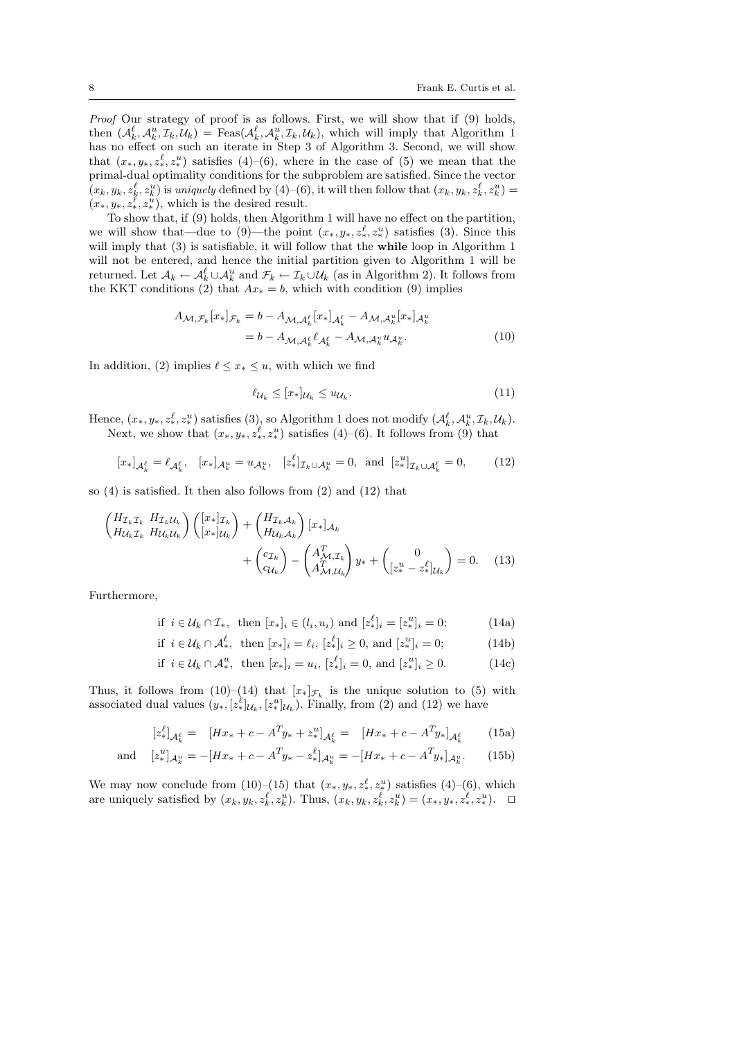*Proof* Our strategy of proof is as follows. First, we will show that if (9) holds, then $(\mathcal{A}_k^\ell, \mathcal{A}_k^u, \mathcal{I}_k, \mathcal{U}_k) = \text{Feas}(\mathcal{A}_k^\ell, \mathcal{A}_k^u, \mathcal{I}_k, \mathcal{U}_k)$, which will imply that Algorithm 1 has no effect on such an iterate in Step 3 of Algorithm 3. Second, we will show that $(x_*, y_*, z_*^\ell, z_*^u)$ satisfies (4)–(6), where in the case of (5) we mean that the primal-dual optimality conditions for the subproblem are satisfied. Since the vector $(x_k, y_k, z_k^\ell, z_k^u)$ is *uniquely* defined by (4)–(6), it will then follow that $(x_k, y_k, z_k^\ell, z_k^u) = (x_*, y_*, z_*^\ell, z_*^u)$, which is the desired result.

To show that, if (9) holds, then Algorithm 1 will have no effect on the partition, we will show that—due to (9)—the point $(x_*, y_*, z_*^\ell, z_*^u)$ satisfies (3). Since this will imply that (3) is satisfiable, it will follow that the **while** loop in Algorithm 1 will not be entered, and hence the initial partition given to Algorithm 1 will be returned. Let $\mathcal{A}_k \leftarrow \mathcal{A}_k^\ell \cup \mathcal{A}_k^u$ and $\mathcal{F}_k \leftarrow \mathcal{I}_k \cup \mathcal{U}_k$ (as in Algorithm 2). It follows from the KKT conditions (2) that $Ax_* = b$, which with condition (9) implies

$$
\begin{aligned}
A_{\mathcal{M},\mathcal{F}_k}[x_*]_{\mathcal{F}_k} &= b - A_{\mathcal{M},\mathcal{A}_k^\ell}[x_*]_{\mathcal{A}_k^\ell} - A_{\mathcal{M},\mathcal{A}_k^u}[x_*]_{\mathcal{A}_k^u} \\
&= b - A_{\mathcal{M},\mathcal{A}_k^\ell}\ell_{\mathcal{A}_k^\ell} - A_{\mathcal{M},\mathcal{A}_k^u}u_{\mathcal{A}_k^u}.
\end{aligned} \tag{10}
$$

In addition, (2) implies $\ell \le x_* \le u$, with which we find

$$
\ell_{\mathcal{U}_k} \le [x_*]_{\mathcal{U}_k} \le u_{\mathcal{U}_k}. \tag{11}
$$

Hence, $(x_*, y_*, z_*^\ell, z_*^u)$ satisfies (3), so Algorithm 1 does not modify $(\mathcal{A}_k^\ell, \mathcal{A}_k^u, \mathcal{I}_k, \mathcal{U}_k)$.

Next, we show that $(x_*, y_*, z_*^\ell, z_*^u)$ satisfies (4)–(6). It follows from (9) that

$$
[x_*]_{\mathcal{A}_k^\ell} = \ell_{\mathcal{A}_k^\ell}, \quad [x_*]_{\mathcal{A}_k^u} = u_{\mathcal{A}_k^u}, \quad [z_*^\ell]_{\mathcal{I}_k \cup \mathcal{A}_k^u} = 0, \text{ and } [z_*^u]_{\mathcal{I}_k \cup \mathcal{A}_k^\ell} = 0, \tag{12}
$$

so (4) is satisfied. It then also follows from (2) and (12) that

$$
\begin{pmatrix} H_{\mathcal{I}_k\mathcal{I}_k} & H_{\mathcal{I}_k\mathcal{U}_k} \\ H_{\mathcal{U}_k\mathcal{I}_k} & H_{\mathcal{U}_k\mathcal{U}_k} \end{pmatrix} \begin{pmatrix} [x_*]_{\mathcal{I}_k} \\ [x_*]_{\mathcal{U}_k} \end{pmatrix} + \begin{pmatrix} H_{\mathcal{I}_k\mathcal{A}_k} \\ H_{\mathcal{U}_k\mathcal{A}_k} \end{pmatrix} [x_*]_{\mathcal{A}_k} + \begin{pmatrix} c_{\mathcal{I}_k} \\ c_{\mathcal{U}_k} \end{pmatrix} - \begin{pmatrix} A_{\mathcal{M},\mathcal{I}_k}^T \\ A_{\mathcal{M},\mathcal{U}_k}^T \end{pmatrix} y_* + \begin{pmatrix} 0 \\ [z_*^u - z_*^\ell]_{\mathcal{U}_k} \end{pmatrix} = 0. \tag{13}
$$

Furthermore,

$$
\text{if } i \in \mathcal{U}_k \cap \mathcal{I}_*, \text{ then } [x_*]_i \in (l_i, u_i) \text{ and } [z_*^\ell]_i = [z_*^u]_i = 0; \tag{14a}
$$

$$
\text{if } i \in \mathcal{U}_k \cap \mathcal{A}_*^\ell, \text{ then } [x_*]_i = \ell_i, \ [z_*^\ell]_i \ge 0, \text{ and } [z_*^u]_i = 0; \tag{14b}
$$

$$
\text{if } i \in \mathcal{U}_k \cap \mathcal{A}_*^u, \text{ then } [x_*]_i = u_i, \ [z_*^\ell]_i = 0, \text{ and } [z_*^u]_i \ge 0. \tag{14c}
$$

Thus, it follows from (10)–(14) that $[x_*]_{\mathcal{F}_k}$ is the unique solution to (5) with associated dual values $(y_*, [z_*^\ell]_{\mathcal{U}_k}, [z_*^u]_{\mathcal{U}_k})$. Finally, from (2) and (12) we have

$$
[z_*^\ell]_{\mathcal{A}_k^\ell} = \ [Hx_* + c - A^T y_* + z_*^u]_{\mathcal{A}_k^\ell} = \ [Hx_* + c - A^T y_*]_{\mathcal{A}_k^\ell} \tag{15a}
$$

$$
\text{and} \quad [z_*^u]_{\mathcal{A}_k^u} = -[Hx_* + c - A^T y_* - z_*^\ell]_{\mathcal{A}_k^u} = -[Hx_* + c - A^T y_*]_{\mathcal{A}_k^u}. \tag{15b}
$$

We may now conclude from (10)–(15) that $(x_*, y_*, z_*^\ell, z_*^u)$ satisfies (4)–(6), which are uniquely satisfied by $(x_k, y_k, z_k^\ell, z_k^u)$. Thus, $(x_k, y_k, z_k^\ell, z_k^u) = (x_*, y_*, z_*^\ell, z_*^u)$. ⊓⊔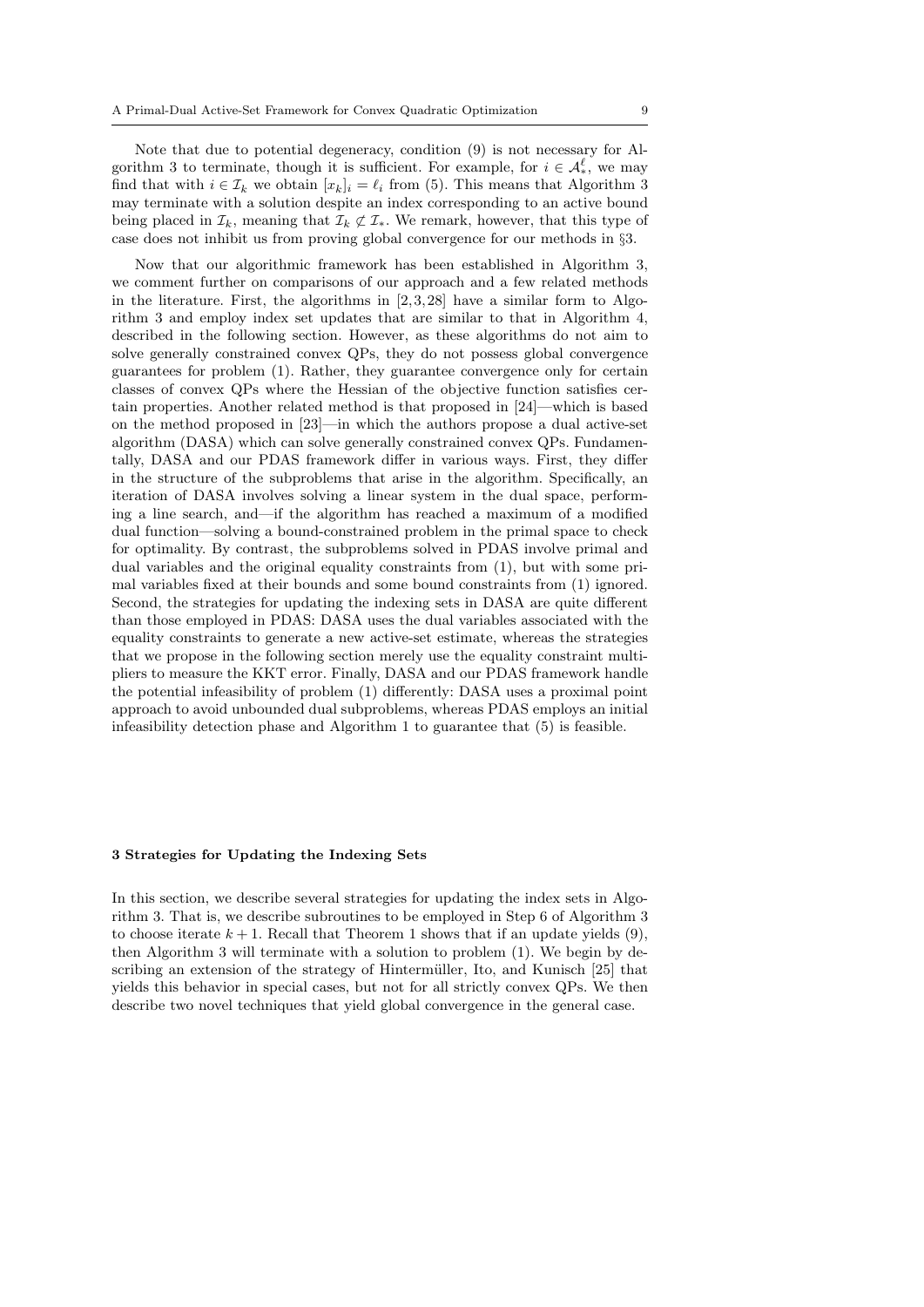Note that due to potential degeneracy, condition (9) is not necessary for Algorithm 3 to terminate, though it is sufficient. For example, for $i \in \mathcal{A}_*^\ell$, we may find that with $i \in \mathcal{I}_k$ we obtain $[x_k]_i = \ell_i$ from (5). This means that Algorithm 3 may terminate with a solution despite an index corresponding to an active bound being placed in $\mathcal{I}_k$, meaning that $\mathcal{I}_k \not\subset \mathcal{I}_*$. We remark, however, that this type of case does not inhibit us from proving global convergence for our methods in §3.

Now that our algorithmic framework has been established in Algorithm 3, we comment further on comparisons of our approach and a few related methods in the literature. First, the algorithms in [2,3,28] have a similar form to Algorithm 3 and employ index set updates that are similar to that in Algorithm 4, described in the following section. However, as these algorithms do not aim to solve generally constrained convex QPs, they do not possess global convergence guarantees for problem (1). Rather, they guarantee convergence only for certain classes of convex QPs where the Hessian of the objective function satisfies certain properties. Another related method is that proposed in [24]—which is based on the method proposed in [23]—in which the authors propose a dual active-set algorithm (DASA) which can solve generally constrained convex QPs. Fundamentally, DASA and our PDAS framework differ in various ways. First, they differ in the structure of the subproblems that arise in the algorithm. Specifically, an iteration of DASA involves solving a linear system in the dual space, performing a line search, and—if the algorithm has reached a maximum of a modified dual function—solving a bound-constrained problem in the primal space to check for optimality. By contrast, the subproblems solved in PDAS involve primal and dual variables and the original equality constraints from (1), but with some primal variables fixed at their bounds and some bound constraints from (1) ignored. Second, the strategies for updating the indexing sets in DASA are quite different than those employed in PDAS: DASA uses the dual variables associated with the equality constraints to generate a new active-set estimate, whereas the strategies that we propose in the following section merely use the equality constraint multipliers to measure the KKT error. Finally, DASA and our PDAS framework handle the potential infeasibility of problem (1) differently: DASA uses a proximal point approach to avoid unbounded dual subproblems, whereas PDAS employs an initial infeasibility detection phase and Algorithm 1 to guarantee that (5) is feasible.

## 3 Strategies for Updating the Indexing Sets

In this section, we describe several strategies for updating the index sets in Algorithm 3. That is, we describe subroutines to be employed in Step 6 of Algorithm 3 to choose iterate $k + 1$. Recall that Theorem 1 shows that if an update yields (9), then Algorithm 3 will terminate with a solution to problem (1). We begin by describing an extension of the strategy of Hintermüller, Ito, and Kunisch [25] that yields this behavior in special cases, but not for all strictly convex QPs. We then describe two novel techniques that yield global convergence in the general case.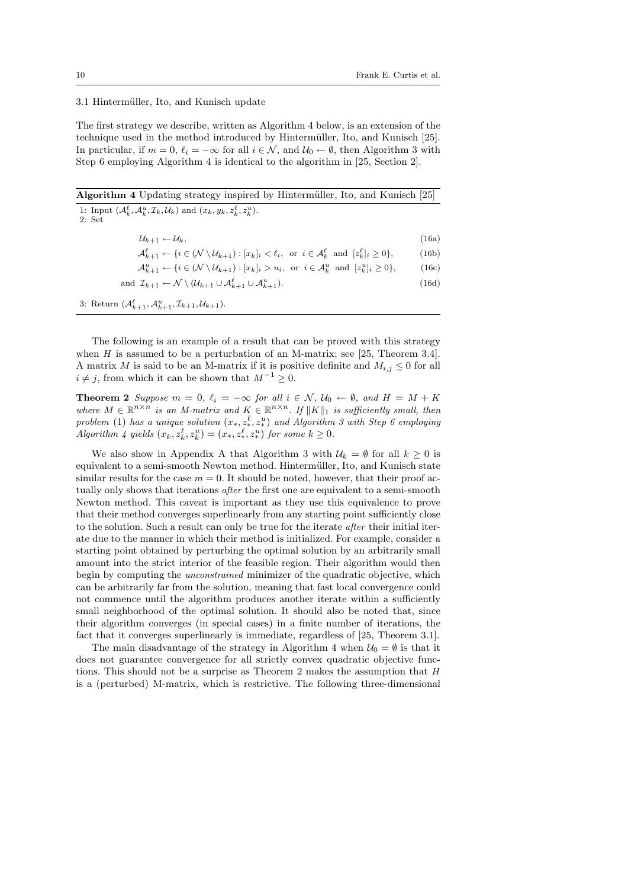### 3.1 Hintermüller, Ito, and Kunisch update

The first strategy we describe, written as Algorithm 4 below, is an extension of the technique used in the method introduced by Hintermüller, Ito, and Kunisch [25]. In particular, if $m = 0$, $\ell_i = -\infty$ for all $i \in \mathcal{N}$, and $\mathcal{U}_0 \leftarrow \emptyset$, then Algorithm 3 with Step 6 employing Algorithm 4 is identical to the algorithm in [25, Section 2].

---

**Algorithm 4** Updating strategy inspired by Hintermüller, Ito, and Kunisch [25]

---

1: Input $(\mathcal{A}_k^\ell, \mathcal{A}_k^u, \mathcal{I}_k, \mathcal{U}_k)$ and $(x_k, y_k, z_k^\ell, z_k^u)$.

2: Set

$$\mathcal{U}_{k+1} \leftarrow \mathcal{U}_k, \tag{16a}$$

$$\mathcal{A}_{k+1}^\ell \leftarrow \{i \in (\mathcal{N} \setminus \mathcal{U}_{k+1}) : [x_k]_i < \ell_i, \text{ or } i \in \mathcal{A}_k^\ell \text{ and } [z_k^\ell]_i \geq 0\}, \tag{16b}$$

$$\mathcal{A}_{k+1}^u \leftarrow \{i \in (\mathcal{N} \setminus \mathcal{U}_{k+1}) : [x_k]_i > u_i, \text{ or } i \in \mathcal{A}_k^u \text{ and } [z_k^u]_i \geq 0\}, \tag{16c}$$

$$\text{and } \mathcal{I}_{k+1} \leftarrow \mathcal{N} \setminus (\mathcal{U}_{k+1} \cup \mathcal{A}_{k+1}^\ell \cup \mathcal{A}_{k+1}^u). \tag{16d}$$

3: Return $(\mathcal{A}_{k+1}^\ell, \mathcal{A}_{k+1}^u, \mathcal{I}_{k+1}, \mathcal{U}_{k+1})$.

---

The following is an example of a result that can be proved with this strategy when $H$ is assumed to be a perturbation of an M-matrix; see [25, Theorem 3.4]. A matrix $M$ is said to be an M-matrix if it is positive definite and $M_{i,j} \leq 0$ for all $i \neq j$, from which it can be shown that $M^{-1} \geq 0$.

**Theorem 2** *Suppose $m = 0$, $\ell_i = -\infty$ for all $i \in \mathcal{N}$, $\mathcal{U}_0 \leftarrow \emptyset$, and $H = M + K$ where $M \in \mathbb{R}^{n \times n}$ is an M-matrix and $K \in \mathbb{R}^{n \times n}$. If $\|K\|_1$ is sufficiently small, then problem* (1) *has a unique solution $(x_*, z_*^\ell, z_*^u)$ and Algorithm 3 with Step 6 employing Algorithm 4 yields $(x_k, z_k^\ell, z_k^u) = (x_*, z_*^\ell, z_*^u)$ for some $k \geq 0$.*

We also show in Appendix A that Algorithm 3 with $\mathcal{U}_k = \emptyset$ for all $k \geq 0$ is equivalent to a semi-smooth Newton method. Hintermüller, Ito, and Kunisch state similar results for the case $m = 0$. It should be noted, however, that their proof actually only shows that iterations *after* the first one are equivalent to a semi-smooth Newton method. This caveat is important as they use this equivalence to prove that their method converges superlinearly from any starting point sufficiently close to the solution. Such a result can only be true for the iterate *after* their initial iterate due to the manner in which their method is initialized. For example, consider a starting point obtained by perturbing the optimal solution by an arbitrarily small amount into the strict interior of the feasible region. Their algorithm would then begin by computing the *unconstrained* minimizer of the quadratic objective, which can be arbitrarily far from the solution, meaning that fast local convergence could not commence until the algorithm produces another iterate within a sufficiently small neighborhood of the optimal solution. It should also be noted that, since their algorithm converges (in special cases) in a finite number of iterations, the fact that it converges superlinearly is immediate, regardless of [25, Theorem 3.1].

The main disadvantage of the strategy in Algorithm 4 when $\mathcal{U}_0 = \emptyset$ is that it does not guarantee convergence for all strictly convex quadratic objective functions. This should not be a surprise as Theorem 2 makes the assumption that $H$ is a (perturbed) M-matrix, which is restrictive. The following three-dimensional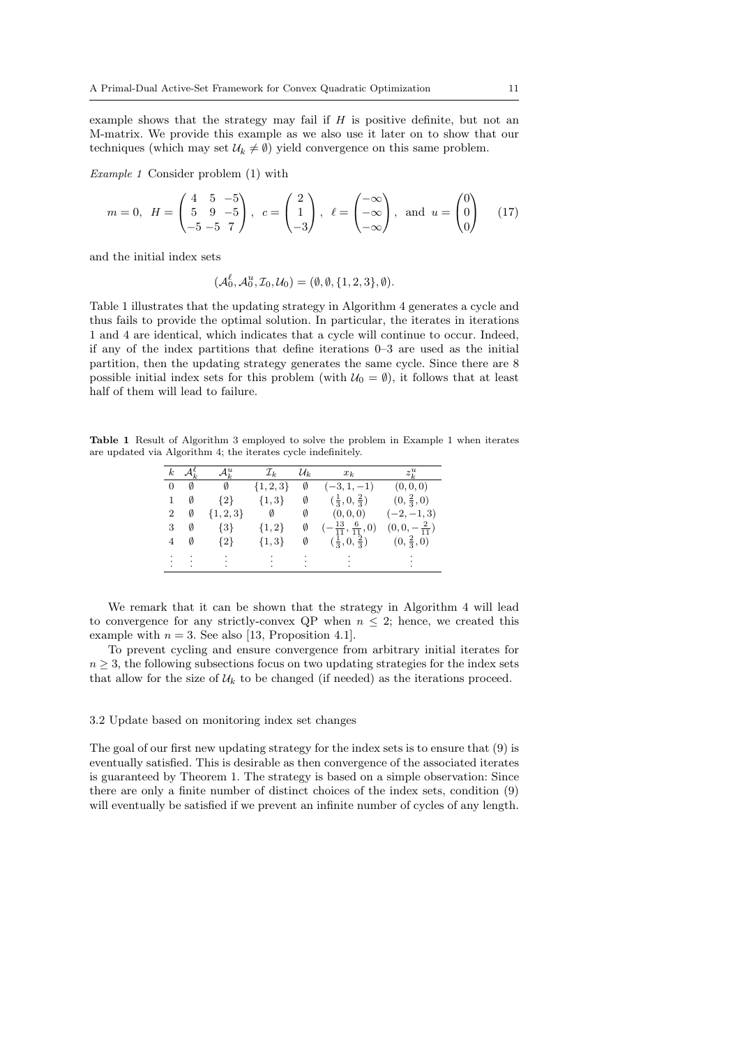example shows that the strategy may fail if $H$ is positive definite, but not an M-matrix. We provide this example as we also use it later on to show that our techniques (which may set $\mathcal{U}_k \neq \emptyset$) yield convergence on this same problem.

*Example 1* Consider problem (1) with

$$m = 0,\ H = \begin{pmatrix} 4 & 5 & -5 \\ 5 & 9 & -5 \\ -5 & -5 & 7 \end{pmatrix},\ c = \begin{pmatrix} 2 \\ 1 \\ -3 \end{pmatrix},\ \ell = \begin{pmatrix} -\infty \\ -\infty \\ -\infty \end{pmatrix},\ \text{and}\ u = \begin{pmatrix} 0 \\ 0 \\ 0 \end{pmatrix} \qquad (17)$$

and the initial index sets

$$(\mathcal{A}_0^\ell, \mathcal{A}_0^u, \mathcal{I}_0, \mathcal{U}_0) = (\emptyset, \emptyset, \{1,2,3\}, \emptyset).$$

Table 1 illustrates that the updating strategy in Algorithm 4 generates a cycle and thus fails to provide the optimal solution. In particular, the iterates in iterations 1 and 4 are identical, which indicates that a cycle will continue to occur. Indeed, if any of the index partitions that define iterations 0–3 are used as the initial partition, then the updating strategy generates the same cycle. Since there are 8 possible initial index sets for this problem (with $\mathcal{U}_0 = \emptyset$), it follows that at least half of them will lead to failure.

**Table 1** Result of Algorithm 3 employed to solve the problem in Example 1 when iterates are updated via Algorithm 4; the iterates cycle indefinitely.

| $k$ | $\mathcal{A}_k^\ell$ | $\mathcal{A}_k^u$ | $\mathcal{I}_k$ | $\mathcal{U}_k$ | $x_k$ | $z_k^u$ |
|---|---|---|---|---|---|---|
| 0 | $\emptyset$ | $\emptyset$ | $\{1,2,3\}$ | $\emptyset$ | $(-3,1,-1)$ | $(0,0,0)$ |
| 1 | $\emptyset$ | $\{2\}$ | $\{1,3\}$ | $\emptyset$ | $(\frac{1}{3},0,\frac{2}{3})$ | $(0,\frac{2}{3},0)$ |
| 2 | $\emptyset$ | $\{1,2,3\}$ | $\emptyset$ | $\emptyset$ | $(0,0,0)$ | $(-2,-1,3)$ |
| 3 | $\emptyset$ | $\{3\}$ | $\{1,2\}$ | $\emptyset$ | $(-\frac{13}{11},\frac{6}{11},0)$ | $(0,0,-\frac{2}{11})$ |
| 4 | $\emptyset$ | $\{2\}$ | $\{1,3\}$ | $\emptyset$ | $(\frac{1}{3},0,\frac{2}{3})$ | $(0,\frac{2}{3},0)$ |
| $\vdots$ | $\vdots$ | $\vdots$ | $\vdots$ | $\vdots$ | $\vdots$ | $\vdots$ |

We remark that it can be shown that the strategy in Algorithm 4 will lead to convergence for any strictly-convex QP when $n \leq 2$; hence, we created this example with $n = 3$. See also [13, Proposition 4.1].

To prevent cycling and ensure convergence from arbitrary initial iterates for $n \geq 3$, the following subsections focus on two updating strategies for the index sets that allow for the size of $\mathcal{U}_k$ to be changed (if needed) as the iterations proceed.

### 3.2 Update based on monitoring index set changes

The goal of our first new updating strategy for the index sets is to ensure that (9) is eventually satisfied. This is desirable as then convergence of the associated iterates is guaranteed by Theorem 1. The strategy is based on a simple observation: Since there are only a finite number of distinct choices of the index sets, condition (9) will eventually be satisfied if we prevent an infinite number of cycles of any length.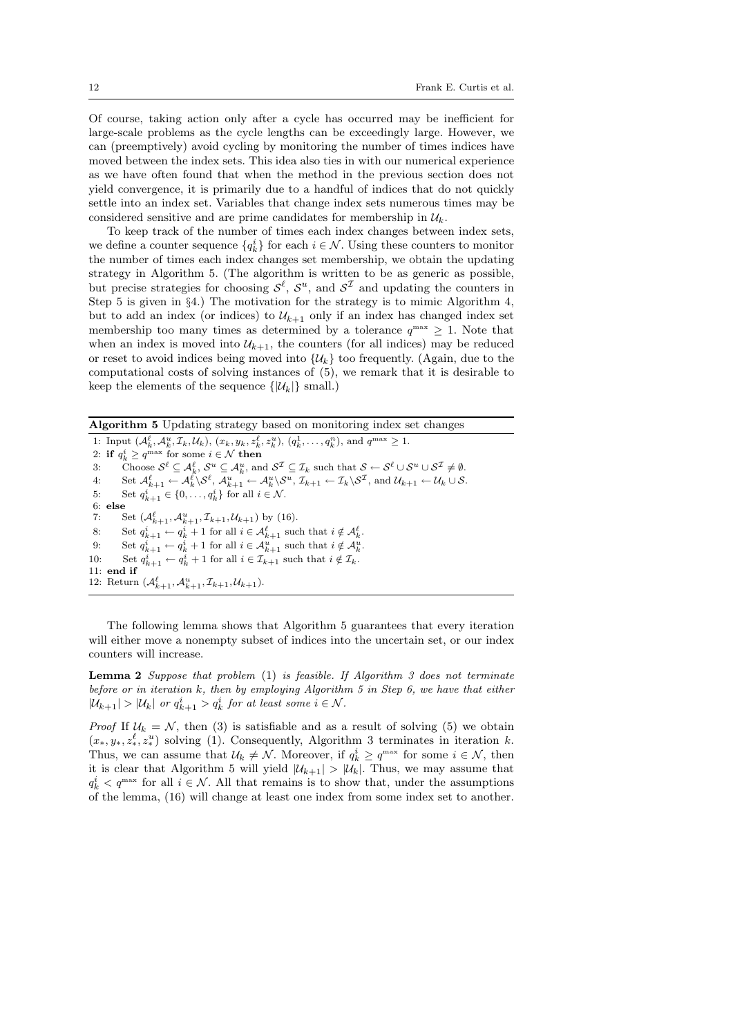Of course, taking action only after a cycle has occurred may be inefficient for large-scale problems as the cycle lengths can be exceedingly large. However, we can (preemptively) avoid cycling by monitoring the number of times indices have moved between the index sets. This idea also ties in with our numerical experience as we have often found that when the method in the previous section does not yield convergence, it is primarily due to a handful of indices that do not quickly settle into an index set. Variables that change index sets numerous times may be considered sensitive and are prime candidates for membership in $\mathcal{U}_k$.

To keep track of the number of times each index changes between index sets, we define a counter sequence $\{q_k^i\}$ for each $i \in \mathcal{N}$. Using these counters to monitor the number of times each index changes set membership, we obtain the updating strategy in Algorithm 5. (The algorithm is written to be as generic as possible, but precise strategies for choosing $\mathcal{S}^\ell$, $\mathcal{S}^u$, and $\mathcal{S}^\mathcal{I}$ and updating the counters in Step 5 is given in §4.) The motivation for the strategy is to mimic Algorithm 4, but to add an index (or indices) to $\mathcal{U}_{k+1}$ only if an index has changed index set membership too many times as determined by a tolerance $q^{\max} \geq 1$. Note that when an index is moved into $\mathcal{U}_{k+1}$, the counters (for all indices) may be reduced or reset to avoid indices being moved into $\{\mathcal{U}_k\}$ too frequently. (Again, due to the computational costs of solving instances of (5), we remark that it is desirable to keep the elements of the sequence $\{|\mathcal{U}_k|\}$ small.)

**Algorithm 5** Updating strategy based on monitoring index set changes

```
1: Input (A^ℓ_k, A^u_k, I_k, U_k), (x_k, y_k, z^ℓ_k, z^u_k), (q^1_k, ..., q^n_k), and q^max ≥ 1.
2: if q^i_k ≥ q^max for some i ∈ N then
3:    Choose S^ℓ ⊆ A^ℓ_k, S^u ⊆ A^u_k, and S^I ⊆ I_k such that S ← S^ℓ ∪ S^u ∪ S^I ≠ ∅.
4:    Set A^ℓ_{k+1} ← A^ℓ_k \ S^ℓ, A^u_{k+1} ← A^u_k \ S^u, I_{k+1} ← I_k \ S^I, and U_{k+1} ← U_k ∪ S.
5:    Set q^i_{k+1} ∈ {0, ..., q^i_k} for all i ∈ N.
6: else
7:    Set (A^ℓ_{k+1}, A^u_{k+1}, I_{k+1}, U_{k+1}) by (16).
8:    Set q^i_{k+1} ← q^i_k + 1 for all i ∈ A^ℓ_{k+1} such that i ∉ A^ℓ_k.
9:    Set q^i_{k+1} ← q^i_k + 1 for all i ∈ A^u_{k+1} such that i ∉ A^u_k.
10:   Set q^i_{k+1} ← q^i_k + 1 for all i ∈ I_{k+1} such that i ∉ I_k.
11: end if
12: Return (A^ℓ_{k+1}, A^u_{k+1}, I_{k+1}, U_{k+1}).
```

The following lemma shows that Algorithm 5 guarantees that every iteration will either move a nonempty subset of indices into the uncertain set, or our index counters will increase.

**Lemma 2** *Suppose that problem* (1) *is feasible. If Algorithm 3 does not terminate before or in iteration $k$, then by employing Algorithm 5 in Step 6, we have that either $|\mathcal{U}_{k+1}| > |\mathcal{U}_k|$ or $q_{k+1}^i > q_k^i$ for at least some $i \in \mathcal{N}$.*

*Proof* If $\mathcal{U}_k = \mathcal{N}$, then (3) is satisfiable and as a result of solving (5) we obtain $(x_*, y_*, z_*^\ell, z_*^u)$ solving (1). Consequently, Algorithm 3 terminates in iteration $k$. Thus, we can assume that $\mathcal{U}_k \neq \mathcal{N}$. Moreover, if $q_k^i \geq q^{\max}$ for some $i \in \mathcal{N}$, then it is clear that Algorithm 5 will yield $|\mathcal{U}_{k+1}| > |\mathcal{U}_k|$. Thus, we may assume that $q_k^i < q^{\max}$ for all $i \in \mathcal{N}$. All that remains is to show that, under the assumptions of the lemma, (16) will change at least one index from some index set to another.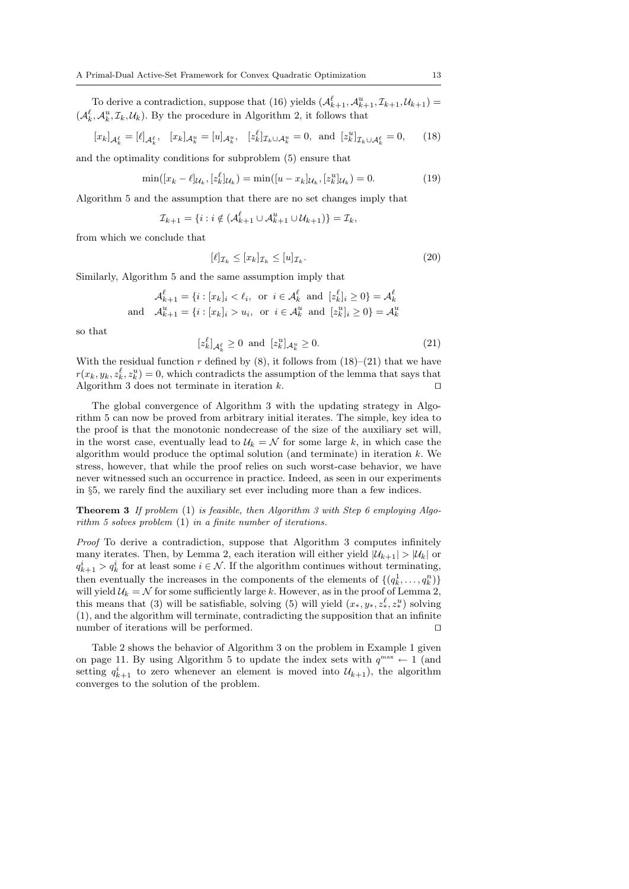To derive a contradiction, suppose that (16) yields $(\mathcal{A}^\ell_{k+1}, \mathcal{A}^u_{k+1}, \mathcal{I}_{k+1}, \mathcal{U}_{k+1}) = (\mathcal{A}^\ell_k, \mathcal{A}^u_k, \mathcal{I}_k, \mathcal{U}_k)$. By the procedure in Algorithm 2, it follows that

$$[x_k]_{\mathcal{A}^\ell_k} = [\ell]_{\mathcal{A}^\ell_k}, \quad [x_k]_{\mathcal{A}^u_k} = [u]_{\mathcal{A}^u_k}, \quad [z^\ell_k]_{\mathcal{I}_k \cup \mathcal{A}^u_k} = 0, \text{ and } [z^u_k]_{\mathcal{I}_k \cup \mathcal{A}^\ell_k} = 0, \tag{18}$$

and the optimality conditions for subproblem (5) ensure that

$$\min([x_k - \ell]_{\mathcal{U}_k}, [z^\ell_k]_{\mathcal{U}_k}) = \min([u - x_k]_{\mathcal{U}_k}, [z^u_k]_{\mathcal{U}_k}) = 0. \tag{19}$$

Algorithm 5 and the assumption that there are no set changes imply that

$$\mathcal{I}_{k+1} = \{i : i \notin (\mathcal{A}^\ell_{k+1} \cup \mathcal{A}^u_{k+1} \cup \mathcal{U}_{k+1})\} = \mathcal{I}_k,$$

from which we conclude that

$$[\ell]_{\mathcal{I}_k} \leq [x_k]_{\mathcal{I}_k} \leq [u]_{\mathcal{I}_k}. \tag{20}$$

Similarly, Algorithm 5 and the same assumption imply that

$$\begin{aligned} \mathcal{A}^\ell_{k+1} &= \{i : [x_k]_i < \ell_i, \text{ or } i \in \mathcal{A}^\ell_k \text{ and } [z^\ell_k]_i \geq 0\} = \mathcal{A}^\ell_k \\ \text{and} \quad \mathcal{A}^u_{k+1} &= \{i : [x_k]_i > u_i, \text{ or } i \in \mathcal{A}^u_k \text{ and } [z^u_k]_i \geq 0\} = \mathcal{A}^u_k \end{aligned}$$

so that

$$[z^\ell_k]_{\mathcal{A}^\ell_k} \geq 0 \text{ and } [z^u_k]_{\mathcal{A}^u_k} \geq 0. \tag{21}$$

With the residual function $r$ defined by (8), it follows from (18)–(21) that we have $r(x_k, y_k, z^\ell_k, z^u_k) = 0$, which contradicts the assumption of the lemma that says that Algorithm 3 does not terminate in iteration $k$. ⊓⊔

The global convergence of Algorithm 3 with the updating strategy in Algorithm 5 can now be proved from arbitrary initial iterates. The simple, key idea to the proof is that the monotonic nondecrease of the size of the auxiliary set will, in the worst case, eventually lead to $\mathcal{U}_k = \mathcal{N}$ for some large $k$, in which case the algorithm would produce the optimal solution (and terminate) in iteration $k$. We stress, however, that while the proof relies on such worst-case behavior, we have never witnessed such an occurrence in practice. Indeed, as seen in our experiments in §5, we rarely find the auxiliary set ever including more than a few indices.

**Theorem 3** *If problem* (1) *is feasible, then Algorithm 3 with Step 6 employing Algorithm 5 solves problem* (1) *in a finite number of iterations.*

*Proof* To derive a contradiction, suppose that Algorithm 3 computes infinitely many iterates. Then, by Lemma 2, each iteration will either yield $|\mathcal{U}_{k+1}| > |\mathcal{U}_k|$ or $q^i_{k+1} > q^i_k$ for at least some $i \in \mathcal{N}$. If the algorithm continues without terminating, then eventually the increases in the components of the elements of $\{(q^1_k, \ldots, q^n_k)\}$ will yield $\mathcal{U}_k = \mathcal{N}$ for some sufficiently large $k$. However, as in the proof of Lemma 2, this means that (3) will be satisfiable, solving (5) will yield $(x_*, y_*, z^\ell_*, z^u_*)$ solving (1), and the algorithm will terminate, contradicting the supposition that an infinite number of iterations will be performed. ⊓⊔

Table 2 shows the behavior of Algorithm 3 on the problem in Example 1 given on page 11. By using Algorithm 5 to update the index sets with $q^{\max} \leftarrow 1$ (and setting $q^i_{k+1}$ to zero whenever an element is moved into $\mathcal{U}_{k+1}$), the algorithm converges to the solution of the problem.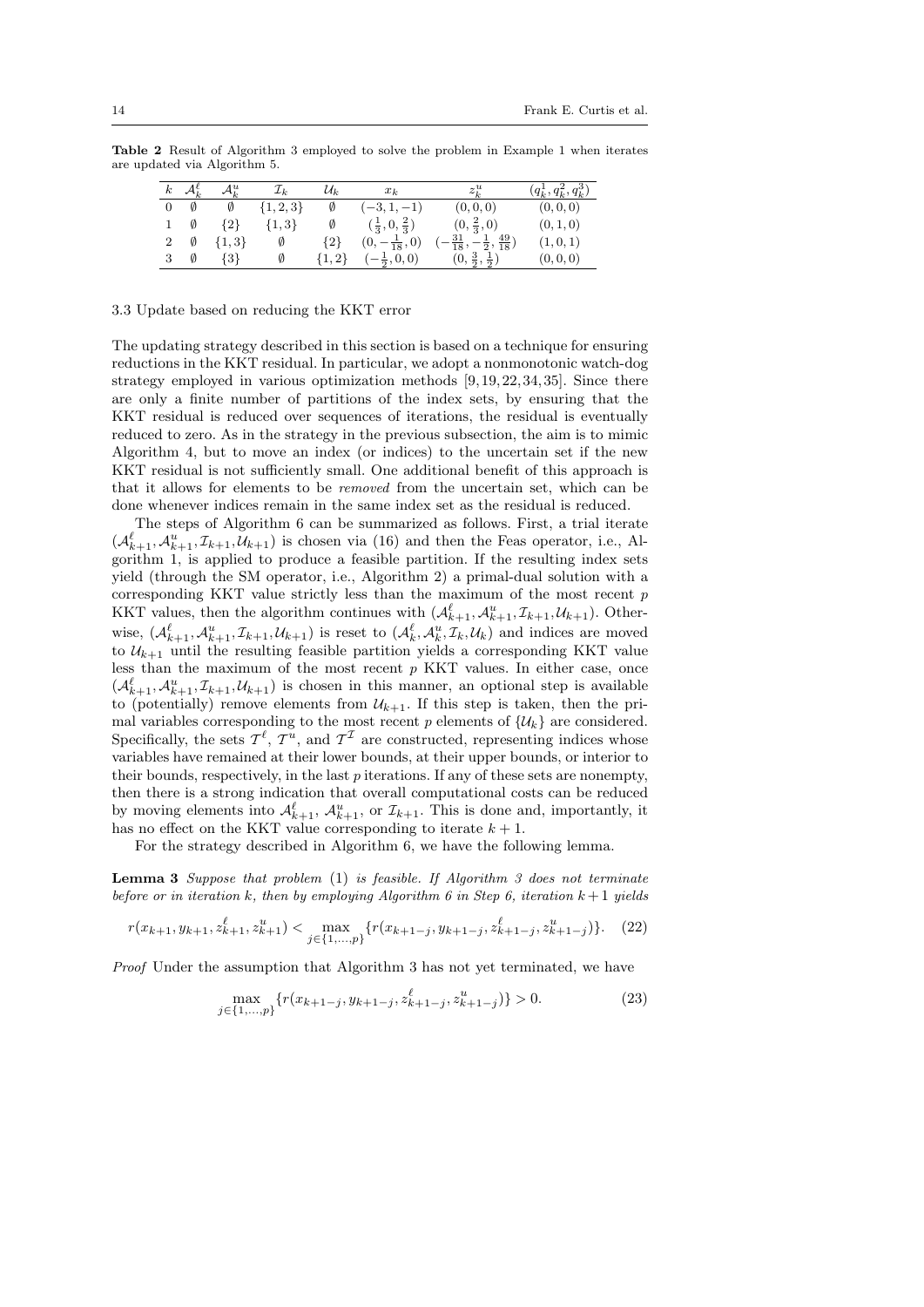**Table 2** Result of Algorithm 3 employed to solve the problem in Example 1 when iterates are updated via Algorithm 5.

| $k$ | $\mathcal{A}_k^\ell$ | $\mathcal{A}_k^u$ | $\mathcal{I}_k$ | $\mathcal{U}_k$ | $x_k$ | $z_k^u$ | $(q_k^1, q_k^2, q_k^3)$ |
|---|---|---|---|---|---|---|---|
| 0 | $\emptyset$ | $\emptyset$ | $\{1,2,3\}$ | $\emptyset$ | $(-3,1,-1)$ | $(0,0,0)$ | $(0,0,0)$ |
| 1 | $\emptyset$ | $\{2\}$ | $\{1,3\}$ | $\emptyset$ | $(\frac{1}{3},0,\frac{2}{3})$ | $(0,\frac{2}{3},0)$ | $(0,1,0)$ |
| 2 | $\emptyset$ | $\{1,3\}$ | $\emptyset$ | $\{2\}$ | $(0,-\frac{1}{18},0)$ | $(-\frac{31}{18},-\frac{1}{2},\frac{49}{18})$ | $(1,0,1)$ |
| 3 | $\emptyset$ | $\{3\}$ | $\emptyset$ | $\{1,2\}$ | $(-\frac{1}{2},0,0)$ | $(0,\frac{3}{2},\frac{1}{2})$ | $(0,0,0)$ |

### 3.3 Update based on reducing the KKT error

The updating strategy described in this section is based on a technique for ensuring reductions in the KKT residual. In particular, we adopt a nonmonotonic watch-dog strategy employed in various optimization methods [9,19,22,34,35]. Since there are only a finite number of partitions of the index sets, by ensuring that the KKT residual is reduced over sequences of iterations, the residual is eventually reduced to zero. As in the strategy in the previous subsection, the aim is to mimic Algorithm 4, but to move an index (or indices) to the uncertain set if the new KKT residual is not sufficiently small. One additional benefit of this approach is that it allows for elements to be *removed* from the uncertain set, which can be done whenever indices remain in the same index set as the residual is reduced.

The steps of Algorithm 6 can be summarized as follows. First, a trial iterate $(\mathcal{A}_{k+1}^\ell, \mathcal{A}_{k+1}^u, \mathcal{I}_{k+1}, \mathcal{U}_{k+1})$ is chosen via (16) and then the Feas operator, i.e., Algorithm 1, is applied to produce a feasible partition. If the resulting index sets yield (through the SM operator, i.e., Algorithm 2) a primal-dual solution with a corresponding KKT value strictly less than the maximum of the most recent $p$ KKT values, then the algorithm continues with $(\mathcal{A}_{k+1}^\ell, \mathcal{A}_{k+1}^u, \mathcal{I}_{k+1}, \mathcal{U}_{k+1})$. Otherwise, $(\mathcal{A}_{k+1}^\ell, \mathcal{A}_{k+1}^u, \mathcal{I}_{k+1}, \mathcal{U}_{k+1})$ is reset to $(\mathcal{A}_k^\ell, \mathcal{A}_k^u, \mathcal{I}_k, \mathcal{U}_k)$ and indices are moved to $\mathcal{U}_{k+1}$ until the resulting feasible partition yields a corresponding KKT value less than the maximum of the most recent $p$ KKT values. In either case, once $(\mathcal{A}_{k+1}^\ell, \mathcal{A}_{k+1}^u, \mathcal{I}_{k+1}, \mathcal{U}_{k+1})$ is chosen in this manner, an optional step is available to (potentially) remove elements from $\mathcal{U}_{k+1}$. If this step is taken, then the primal variables corresponding to the most recent $p$ elements of $\{\mathcal{U}_k\}$ are considered. Specifically, the sets $\mathcal{T}^\ell$, $\mathcal{T}^u$, and $\mathcal{T}^\mathcal{I}$ are constructed, representing indices whose variables have remained at their lower bounds, at their upper bounds, or interior to their bounds, respectively, in the last $p$ iterations. If any of these sets are nonempty, then there is a strong indication that overall computational costs can be reduced by moving elements into $\mathcal{A}_{k+1}^\ell$, $\mathcal{A}_{k+1}^u$, or $\mathcal{I}_{k+1}$. This is done and, importantly, it has no effect on the KKT value corresponding to iterate $k+1$.

For the strategy described in Algorithm 6, we have the following lemma.

**Lemma 3** *Suppose that problem* (1) *is feasible. If Algorithm 3 does not terminate before or in iteration $k$, then by employing Algorithm 6 in Step 6, iteration $k+1$ yields*

$$r(x_{k+1}, y_{k+1}, z_{k+1}^\ell, z_{k+1}^u) < \max_{j \in \{1,\ldots,p\}} \{r(x_{k+1-j}, y_{k+1-j}, z_{k+1-j}^\ell, z_{k+1-j}^u)\}. \quad (22)$$

*Proof* Under the assumption that Algorithm 3 has not yet terminated, we have

$$\max_{j \in \{1,\ldots,p\}} \{r(x_{k+1-j}, y_{k+1-j}, z_{k+1-j}^\ell, z_{k+1-j}^u)\} > 0. \quad (23)$$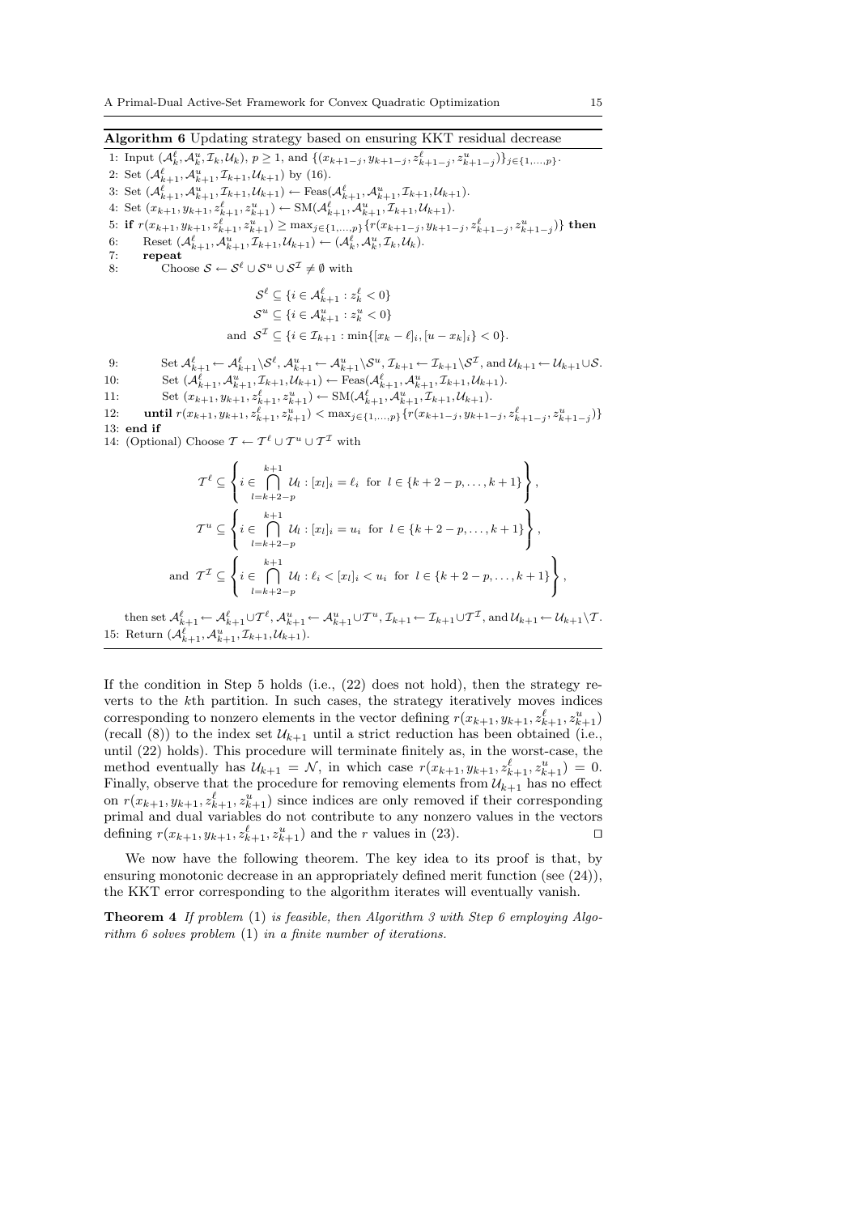**Algorithm 6** Updating strategy based on ensuring KKT residual decrease

1: Input $(\mathcal{A}^\ell_k, \mathcal{A}^u_k, \mathcal{I}_k, \mathcal{U}_k)$, $p \geq 1$, and $\{(x_{k+1-j}, y_{k+1-j}, z^\ell_{k+1-j}, z^u_{k+1-j})\}_{j\in\{1,\ldots,p\}}$.

2: Set $(\mathcal{A}^\ell_{k+1}, \mathcal{A}^u_{k+1}, \mathcal{I}_{k+1}, \mathcal{U}_{k+1})$ by (16).

3: Set $(\mathcal{A}^\ell_{k+1}, \mathcal{A}^u_{k+1}, \mathcal{I}_{k+1}, \mathcal{U}_{k+1}) \leftarrow \text{Feas}(\mathcal{A}^\ell_{k+1}, \mathcal{A}^u_{k+1}, \mathcal{I}_{k+1}, \mathcal{U}_{k+1})$.

4: Set $(x_{k+1}, y_{k+1}, z^\ell_{k+1}, z^u_{k+1}) \leftarrow \text{SM}(\mathcal{A}^\ell_{k+1}, \mathcal{A}^u_{k+1}, \mathcal{I}_{k+1}, \mathcal{U}_{k+1})$.

5: **if** $r(x_{k+1}, y_{k+1}, z^\ell_{k+1}, z^u_{k+1}) \geq \max_{j\in\{1,\ldots,p\}}\{r(x_{k+1-j}, y_{k+1-j}, z^\ell_{k+1-j}, z^u_{k+1-j})\}$ **then**

6: Reset $(\mathcal{A}^\ell_{k+1}, \mathcal{A}^u_{k+1}, \mathcal{I}_{k+1}, \mathcal{U}_{k+1}) \leftarrow (\mathcal{A}^\ell_k, \mathcal{A}^u_k, \mathcal{I}_k, \mathcal{U}_k)$.

7: **repeat**

8: Choose $\mathcal{S} \leftarrow \mathcal{S}^\ell \cup \mathcal{S}^u \cup \mathcal{S}^\mathcal{I} \neq \emptyset$ with

$$\mathcal{S}^\ell \subseteq \{i \in \mathcal{A}^\ell_{k+1} : z^\ell_k < 0\}$$
$$\mathcal{S}^u \subseteq \{i \in \mathcal{A}^u_{k+1} : z^u_k < 0\}$$
$$\text{and } \mathcal{S}^\mathcal{I} \subseteq \{i \in \mathcal{I}_{k+1} : \min\{[x_k - \ell]_i, [u - x_k]_i\} < 0\}.$$

9: Set $\mathcal{A}^\ell_{k+1} \leftarrow \mathcal{A}^\ell_{k+1} \backslash \mathcal{S}^\ell$, $\mathcal{A}^u_{k+1} \leftarrow \mathcal{A}^u_{k+1} \backslash \mathcal{S}^u$, $\mathcal{I}_{k+1} \leftarrow \mathcal{I}_{k+1} \backslash \mathcal{S}^\mathcal{I}$, and $\mathcal{U}_{k+1} \leftarrow \mathcal{U}_{k+1} \cup \mathcal{S}$.

10: Set $(\mathcal{A}^\ell_{k+1}, \mathcal{A}^u_{k+1}, \mathcal{I}_{k+1}, \mathcal{U}_{k+1}) \leftarrow \text{Feas}(\mathcal{A}^\ell_{k+1}, \mathcal{A}^u_{k+1}, \mathcal{I}_{k+1}, \mathcal{U}_{k+1})$.

11: Set $(x_{k+1}, y_{k+1}, z^\ell_{k+1}, z^u_{k+1}) \leftarrow \text{SM}(\mathcal{A}^\ell_{k+1}, \mathcal{A}^u_{k+1}, \mathcal{I}_{k+1}, \mathcal{U}_{k+1})$.

12: **until** $r(x_{k+1}, y_{k+1}, z^\ell_{k+1}, z^u_{k+1}) < \max_{j\in\{1,\ldots,p\}}\{r(x_{k+1-j}, y_{k+1-j}, z^\ell_{k+1-j}, z^u_{k+1-j})\}$

13: **end if**

14: (Optional) Choose $\mathcal{T} \leftarrow \mathcal{T}^\ell \cup \mathcal{T}^u \cup \mathcal{T}^\mathcal{I}$ with

$$\mathcal{T}^\ell \subseteq \left\{ i \in \bigcap_{l=k+2-p}^{k+1} \mathcal{U}_l : [x_l]_i = \ell_i \ \text{ for } \ l \in \{k+2-p, \ldots, k+1\} \right\},$$
$$\mathcal{T}^u \subseteq \left\{ i \in \bigcap_{l=k+2-p}^{k+1} \mathcal{U}_l : [x_l]_i = u_i \ \text{ for } \ l \in \{k+2-p, \ldots, k+1\} \right\},$$
$$\text{and } \ \mathcal{T}^\mathcal{I} \subseteq \left\{ i \in \bigcap_{l=k+2-p}^{k+1} \mathcal{U}_l : \ell_i < [x_l]_i < u_i \ \text{ for } \ l \in \{k+2-p, \ldots, k+1\} \right\},$$

then set $\mathcal{A}^\ell_{k+1} \leftarrow \mathcal{A}^\ell_{k+1} \cup \mathcal{T}^\ell$, $\mathcal{A}^u_{k+1} \leftarrow \mathcal{A}^u_{k+1} \cup \mathcal{T}^u$, $\mathcal{I}_{k+1} \leftarrow \mathcal{I}_{k+1} \cup \mathcal{T}^\mathcal{I}$, and $\mathcal{U}_{k+1} \leftarrow \mathcal{U}_{k+1} \backslash \mathcal{T}$.

15: Return $(\mathcal{A}^\ell_{k+1}, \mathcal{A}^u_{k+1}, \mathcal{I}_{k+1}, \mathcal{U}_{k+1})$.

If the condition in Step 5 holds (i.e., (22) does not hold), then the strategy reverts to the $k$th partition. In such cases, the strategy iteratively moves indices corresponding to nonzero elements in the vector defining $r(x_{k+1}, y_{k+1}, z^\ell_{k+1}, z^u_{k+1})$ (recall (8)) to the index set $\mathcal{U}_{k+1}$ until a strict reduction has been obtained (i.e., until (22) holds). This procedure will terminate finitely as, in the worst-case, the method eventually has $\mathcal{U}_{k+1} = \mathcal{N}$, in which case $r(x_{k+1}, y_{k+1}, z^\ell_{k+1}, z^u_{k+1}) = 0$. Finally, observe that the procedure for removing elements from $\mathcal{U}_{k+1}$ has no effect on $r(x_{k+1}, y_{k+1}, z^\ell_{k+1}, z^u_{k+1})$ since indices are only removed if their corresponding primal and dual variables do not contribute to any nonzero values in the vectors defining $r(x_{k+1}, y_{k+1}, z^\ell_{k+1}, z^u_{k+1})$ and the $r$ values in (23). ⊓⊔

We now have the following theorem. The key idea to its proof is that, by ensuring monotonic decrease in an appropriately defined merit function (see (24)), the KKT error corresponding to the algorithm iterates will eventually vanish.

**Theorem 4** *If problem* (1) *is feasible, then Algorithm 3 with Step 6 employing Algorithm 6 solves problem* (1) *in a finite number of iterations.*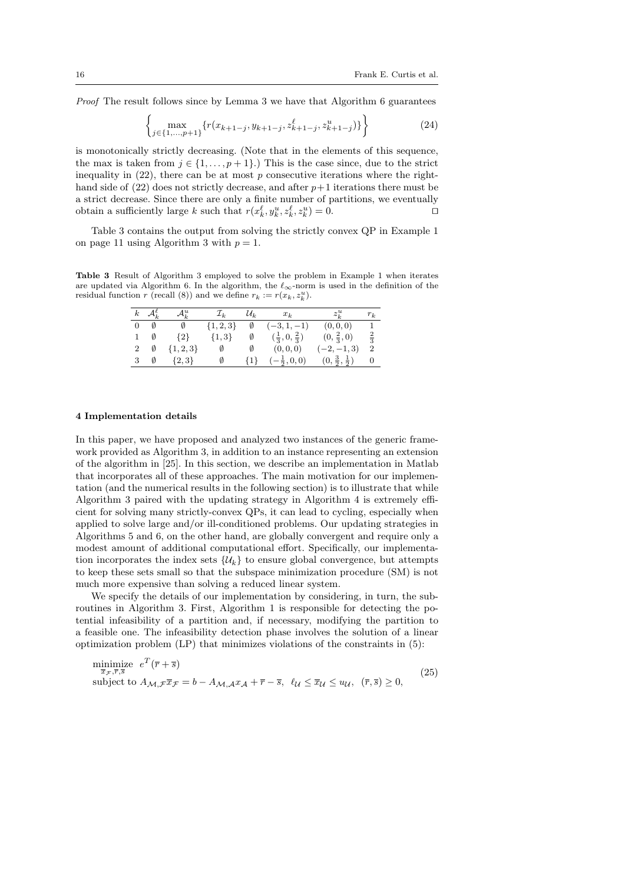*Proof* The result follows since by Lemma 3 we have that Algorithm 6 guarantees

$$\left\{ \max_{j \in \{1,\ldots,p+1\}} \{ r(x_{k+1-j}, y_{k+1-j}, z^\ell_{k+1-j}, z^u_{k+1-j}) \} \right\} \tag{24}$$

is monotonically strictly decreasing. (Note that in the elements of this sequence, the max is taken from $j \in \{1,\ldots,p+1\}$.) This is the case since, due to the strict inequality in (22), there can be at most $p$ consecutive iterations where the right-hand side of (22) does not strictly decrease, and after $p+1$ iterations there must be a strict decrease. Since there are only a finite number of partitions, we eventually obtain a sufficiently large $k$ such that $r(x^\ell_k, y^u_k, z^\ell_k, z^u_k) = 0$. ⊓⊔

Table 3 contains the output from solving the strictly convex QP in Example 1 on page 11 using Algorithm 3 with $p = 1$.

**Table 3** Result of Algorithm 3 employed to solve the problem in Example 1 when iterates are updated via Algorithm 6. In the algorithm, the $\ell_\infty$-norm is used in the definition of the residual function $r$ (recall (8)) and we define $r_k := r(x_k, z^u_k)$.

| $k$ | $\mathcal{A}^\ell_k$ | $\mathcal{A}^u_k$ | $\mathcal{I}_k$ | $\mathcal{U}_k$ | $x_k$ | $z^u_k$ | $r_k$ |
|---|---|---|---|---|---|---|---|
| 0 | $\emptyset$ | $\emptyset$ | $\{1,2,3\}$ | $\emptyset$ | $(-3,1,-1)$ | $(0,0,0)$ | 1 |
| 1 | $\emptyset$ | $\{2\}$ | $\{1,3\}$ | $\emptyset$ | $(\frac{1}{3},0,\frac{2}{3})$ | $(0,\frac{2}{3},0)$ | $\frac{2}{3}$ |
| 2 | $\emptyset$ | $\{1,2,3\}$ | $\emptyset$ | $\emptyset$ | $(0,0,0)$ | $(-2,-1,3)$ | 2 |
| 3 | $\emptyset$ | $\{2,3\}$ | $\emptyset$ | $\{1\}$ | $(-\frac{1}{2},0,0)$ | $(0,\frac{3}{2},\frac{1}{2})$ | 0 |

## 4 Implementation details

In this paper, we have proposed and analyzed two instances of the generic framework provided as Algorithm 3, in addition to an instance representing an extension of the algorithm in [25]. In this section, we describe an implementation in Matlab that incorporates all of these approaches. The main motivation for our implementation (and the numerical results in the following section) is to illustrate that while Algorithm 3 paired with the updating strategy in Algorithm 4 is extremely efficient for solving many strictly-convex QPs, it can lead to cycling, especially when applied to solve large and/or ill-conditioned problems. Our updating strategies in Algorithms 5 and 6, on the other hand, are globally convergent and require only a modest amount of additional computational effort. Specifically, our implementation incorporates the index sets $\{\mathcal{U}_k\}$ to ensure global convergence, but attempts to keep these sets small so that the subspace minimization procedure (SM) is not much more expensive than solving a reduced linear system.

We specify the details of our implementation by considering, in turn, the subroutines in Algorithm 3. First, Algorithm 1 is responsible for detecting the potential infeasibility of a partition and, if necessary, modifying the partition to a feasible one. The infeasibility detection phase involves the solution of a linear optimization problem (LP) that minimizes violations of the constraints in (5):

$$\begin{aligned} &\underset{\overline{x}_\mathcal{F}, \overline{r}, \overline{s}}{\text{minimize}} \;\; e^T(\overline{r} + \overline{s}) \\ &\text{subject to } A_{\mathcal{M},\mathcal{F}}\overline{x}_\mathcal{F} = b - A_{\mathcal{M},\mathcal{A}}x_\mathcal{A} + \overline{r} - \overline{s}, \;\; \ell_\mathcal{U} \le \overline{x}_\mathcal{U} \le u_\mathcal{U}, \;\; (\overline{r}, \overline{s}) \ge 0, \end{aligned} \tag{25}$$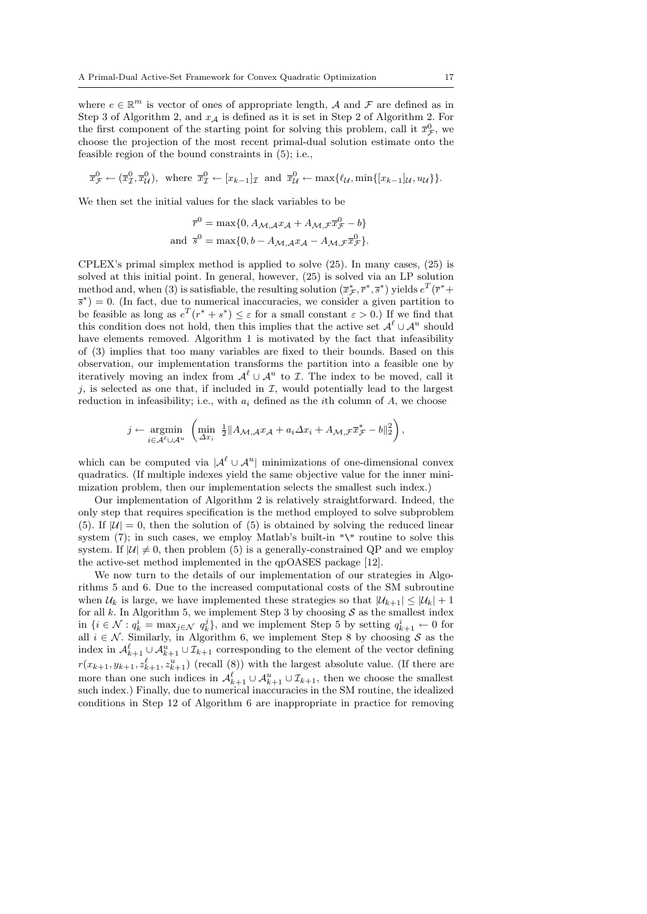where $e \in \mathbb{R}^m$ is vector of ones of appropriate length, $\mathcal{A}$ and $\mathcal{F}$ are defined as in Step 3 of Algorithm 2, and $x_{\mathcal{A}}$ is defined as it is set in Step 2 of Algorithm 2. For the first component of the starting point for solving this problem, call it $\overline{x}^0_{\mathcal{F}}$, we choose the projection of the most recent primal-dual solution estimate onto the feasible region of the bound constraints in (5); i.e.,

$$\overline{x}^0_{\mathcal{F}} \leftarrow (\overline{x}^0_{\mathcal{I}}, \overline{x}^0_{\mathcal{U}}), \text{ where } \overline{x}^0_{\mathcal{I}} \leftarrow [x_{k-1}]_{\mathcal{I}} \text{ and } \overline{x}^0_{\mathcal{U}} \leftarrow \max\{\ell_{\mathcal{U}}, \min\{[x_{k-1}]_{\mathcal{U}}, u_{\mathcal{U}}\}\}.$$

We then set the initial values for the slack variables to be

$$\overline{r}^0 = \max\{0, A_{\mathcal{M},\mathcal{A}} x_{\mathcal{A}} + A_{\mathcal{M},\mathcal{F}} \overline{x}^0_{\mathcal{F}} - b\}$$
$$\text{and } \overline{s}^0 = \max\{0, b - A_{\mathcal{M},\mathcal{A}} x_{\mathcal{A}} - A_{\mathcal{M},\mathcal{F}} \overline{x}^0_{\mathcal{F}}\}.$$

CPLEX's primal simplex method is applied to solve (25). In many cases, (25) is solved at this initial point. In general, however, (25) is solved via an LP solution method and, when (3) is satisfiable, the resulting solution $(\overline{x}^*_{\mathcal{F}}, \overline{r}^*, \overline{s}^*)$ yields $e^T(\overline{r}^* + \overline{s}^*) = 0$. (In fact, due to numerical inaccuracies, we consider a given partition to be feasible as long as $e^T(r^* + s^*) \leq \varepsilon$ for a small constant $\varepsilon > 0$.) If we find that this condition does not hold, then this implies that the active set $\mathcal{A}^\ell \cup \mathcal{A}^u$ should have elements removed. Algorithm 1 is motivated by the fact that infeasibility of (3) implies that too many variables are fixed to their bounds. Based on this observation, our implementation transforms the partition into a feasible one by iteratively moving an index from $\mathcal{A}^\ell \cup \mathcal{A}^u$ to $\mathcal{I}$. The index to be moved, call it $j$, is selected as one that, if included in $\mathcal{I}$, would potentially lead to the largest reduction in infeasibility; i.e., with $a_i$ defined as the $i$th column of $A$, we choose

$$j \leftarrow \underset{i \in \mathcal{A}^\ell \cup \mathcal{A}^u}{\operatorname{argmin}} \left( \min_{\Delta x_i} \ \tfrac{1}{2} \| A_{\mathcal{M},\mathcal{A}} x_{\mathcal{A}} + a_i \Delta x_i + A_{\mathcal{M},\mathcal{F}} \overline{x}^*_{\mathcal{F}} - b \|_2^2 \right),$$

which can be computed via $|\mathcal{A}^\ell \cup \mathcal{A}^u|$ minimizations of one-dimensional convex quadratics. (If multiple indexes yield the same objective value for the inner minimization problem, then our implementation selects the smallest such index.)

Our implementation of Algorithm 2 is relatively straightforward. Indeed, the only step that requires specification is the method employed to solve subproblem (5). If $|\mathcal{U}| = 0$, then the solution of (5) is obtained by solving the reduced linear system (7); in such cases, we employ Matlab's built-in "\" routine to solve this system. If $|\mathcal{U}| \neq 0$, then problem (5) is a generally-constrained QP and we employ the active-set method implemented in the qpOASES package [12].

We now turn to the details of our implementation of our strategies in Algorithms 5 and 6. Due to the increased computational costs of the SM subroutine when $\mathcal{U}_k$ is large, we have implemented these strategies so that $|\mathcal{U}_{k+1}| \leq |\mathcal{U}_k| + 1$ for all $k$. In Algorithm 5, we implement Step 3 by choosing $\mathcal{S}$ as the smallest index in $\{i \in \mathcal{N} : q^i_k = \max_{j \in \mathcal{N}} q^j_k\}$, and we implement Step 5 by setting $q^i_{k+1} \leftarrow 0$ for all $i \in \mathcal{N}$. Similarly, in Algorithm 6, we implement Step 8 by choosing $\mathcal{S}$ as the index in $\mathcal{A}^\ell_{k+1} \cup \mathcal{A}^u_{k+1} \cup \mathcal{I}_{k+1}$ corresponding to the element of the vector defining $r(x_{k+1}, y_{k+1}, z^\ell_{k+1}, z^u_{k+1})$ (recall (8)) with the largest absolute value. (If there are more than one such indices in $\mathcal{A}^\ell_{k+1} \cup \mathcal{A}^u_{k+1} \cup \mathcal{I}_{k+1}$, then we choose the smallest such index.) Finally, due to numerical inaccuracies in the SM routine, the idealized conditions in Step 12 of Algorithm 6 are inappropriate in practice for removing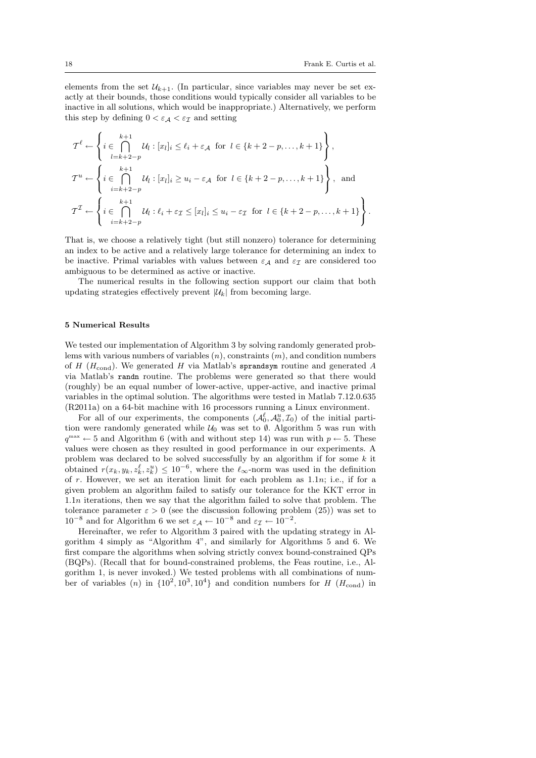elements from the set $\mathcal{U}_{k+1}$. (In particular, since variables may never be set exactly at their bounds, those conditions would typically consider all variables to be inactive in all solutions, which would be inappropriate.) Alternatively, we perform this step by defining $0 < \varepsilon_{\mathcal{A}} < \varepsilon_{\mathcal{I}}$ and setting

$$
\begin{aligned}
\mathcal{T}^{\ell} &\leftarrow \left\{ i \in \bigcap_{l=k+2-p}^{k+1} \mathcal{U}_l : [x_l]_i \leq \ell_i + \varepsilon_{\mathcal{A}} \ \text{ for } \ l \in \{k+2-p, \ldots, k+1\} \right\}, \\
\mathcal{T}^{u} &\leftarrow \left\{ i \in \bigcap_{i=k+2-p}^{k+1} \mathcal{U}_l : [x_l]_i \geq u_i - \varepsilon_{\mathcal{A}} \ \text{ for } \ l \in \{k+2-p, \ldots, k+1\} \right\}, \ \text{ and} \\
\mathcal{T}^{\mathcal{I}} &\leftarrow \left\{ i \in \bigcap_{i=k+2-p}^{k+1} \mathcal{U}_l : \ell_i + \varepsilon_{\mathcal{I}} \leq [x_l]_i \leq u_i - \varepsilon_{\mathcal{I}} \ \text{ for } \ l \in \{k+2-p, \ldots, k+1\} \right\}.
\end{aligned}
$$

That is, we choose a relatively tight (but still nonzero) tolerance for determining an index to be active and a relatively large tolerance for determining an index to be inactive. Primal variables with values between $\varepsilon_{\mathcal{A}}$ and $\varepsilon_{\mathcal{I}}$ are considered too ambiguous to be determined as active or inactive.

The numerical results in the following section support our claim that both updating strategies effectively prevent $|\mathcal{U}_k|$ from becoming large.

## 5 Numerical Results

We tested our implementation of Algorithm 3 by solving randomly generated problems with various numbers of variables ($n$), constraints ($m$), and condition numbers of $H$ ($H_{\text{cond}}$). We generated $H$ via Matlab's `sprandsym` routine and generated $A$ via Matlab's `randn` routine. The problems were generated so that there would (roughly) be an equal number of lower-active, upper-active, and inactive primal variables in the optimal solution. The algorithms were tested in Matlab 7.12.0.635 (R2011a) on a 64-bit machine with 16 processors running a Linux environment.

For all of our experiments, the components $(\mathcal{A}_0^{\ell}, \mathcal{A}_0^{u}, \mathcal{I}_0)$ of the initial partition were randomly generated while $\mathcal{U}_0$ was set to $\emptyset$. Algorithm 5 was run with $q^{\max} \leftarrow 5$ and Algorithm 6 (with and without step 14) was run with $p \leftarrow 5$. These values were chosen as they resulted in good performance in our experiments. A problem was declared to be solved successfully by an algorithm if for some $k$ it obtained $r(x_k, y_k, z_k^{\ell}, z_k^{u}) \leq 10^{-6}$, where the $\ell_\infty$-norm was used in the definition of $r$. However, we set an iteration limit for each problem as $1.1n$; i.e., if for a given problem an algorithm failed to satisfy our tolerance for the KKT error in $1.1n$ iterations, then we say that the algorithm failed to solve that problem. The tolerance parameter $\varepsilon > 0$ (see the discussion following problem (25)) was set to $10^{-8}$ and for Algorithm 6 we set $\varepsilon_{\mathcal{A}} \leftarrow 10^{-8}$ and $\varepsilon_{\mathcal{I}} \leftarrow 10^{-2}$.

Hereinafter, we refer to Algorithm 3 paired with the updating strategy in Algorithm 4 simply as "Algorithm 4", and similarly for Algorithms 5 and 6. We first compare the algorithms when solving strictly convex bound-constrained QPs (BQPs). (Recall that for bound-constrained problems, the Feas routine, i.e., Algorithm 1, is never invoked.) We tested problems with all combinations of number of variables ($n$) in $\{10^2, 10^3, 10^4\}$ and condition numbers for $H$ ($H_{\text{cond}}$) in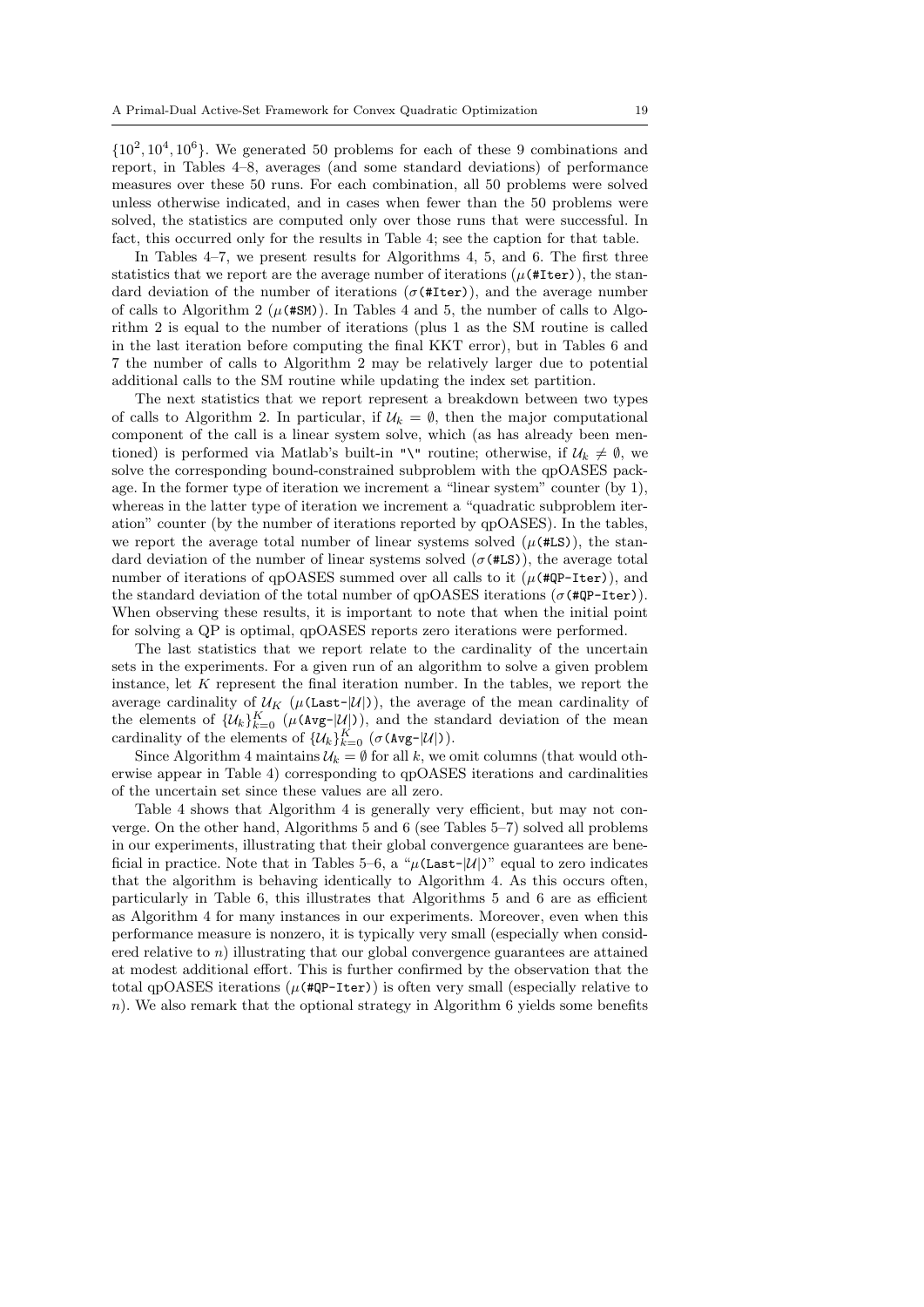$\{10^2, 10^4, 10^6\}$. We generated 50 problems for each of these 9 combinations and report, in Tables 4–8, averages (and some standard deviations) of performance measures over these 50 runs. For each combination, all 50 problems were solved unless otherwise indicated, and in cases when fewer than the 50 problems were solved, the statistics are computed only over those runs that were successful. In fact, this occurred only for the results in Table 4; see the caption for that table.

In Tables 4–7, we present results for Algorithms 4, 5, and 6. The first three statistics that we report are the average number of iterations ($\mu$(`#Iter`)), the standard deviation of the number of iterations ($\sigma$(`#Iter`)), and the average number of calls to Algorithm 2 ($\mu$(`#SM`)). In Tables 4 and 5, the number of calls to Algorithm 2 is equal to the number of iterations (plus 1 as the SM routine is called in the last iteration before computing the final KKT error), but in Tables 6 and 7 the number of calls to Algorithm 2 may be relatively larger due to potential additional calls to the SM routine while updating the index set partition.

The next statistics that we report represent a breakdown between two types of calls to Algorithm 2. In particular, if $\mathcal{U}_k = \emptyset$, then the major computational component of the call is a linear system solve, which (as has already been mentioned) is performed via Matlab's built-in "\" routine; otherwise, if $\mathcal{U}_k \neq \emptyset$, we solve the corresponding bound-constrained subproblem with the qpOASES package. In the former type of iteration we increment a "linear system" counter (by 1), whereas in the latter type of iteration we increment a "quadratic subproblem iteration" counter (by the number of iterations reported by qpOASES). In the tables, we report the average total number of linear systems solved ($\mu$(`#LS`)), the standard deviation of the number of linear systems solved ($\sigma$(`#LS`)), the average total number of iterations of qpOASES summed over all calls to it ($\mu$(`#QP-Iter`)), and the standard deviation of the total number of qpOASES iterations ($\sigma$(`#QP-Iter`)). When observing these results, it is important to note that when the initial point for solving a QP is optimal, qpOASES reports zero iterations were performed.

The last statistics that we report relate to the cardinality of the uncertain sets in the experiments. For a given run of an algorithm to solve a given problem instance, let $K$ represent the final iteration number. In the tables, we report the average cardinality of $\mathcal{U}_K$ ($\mu$(`Last-`$|\mathcal{U}|$)), the average of the mean cardinality of the elements of $\{\mathcal{U}_k\}_{k=0}^K$ ($\mu$(`Avg-`$|\mathcal{U}|$)), and the standard deviation of the mean cardinality of the elements of $\{\mathcal{U}_k\}_{k=0}^K$ ($\sigma$(`Avg-`$|\mathcal{U}|$)).

Since Algorithm 4 maintains $\mathcal{U}_k = \emptyset$ for all $k$, we omit columns (that would otherwise appear in Table 4) corresponding to qpOASES iterations and cardinalities of the uncertain set since these values are all zero.

Table 4 shows that Algorithm 4 is generally very efficient, but may not converge. On the other hand, Algorithms 5 and 6 (see Tables 5–7) solved all problems in our experiments, illustrating that their global convergence guarantees are beneficial in practice. Note that in Tables 5–6, a "$\mu$(`Last-`$|\mathcal{U}|$)" equal to zero indicates that the algorithm is behaving identically to Algorithm 4. As this occurs often, particularly in Table 6, this illustrates that Algorithms 5 and 6 are as efficient as Algorithm 4 for many instances in our experiments. Moreover, even when this performance measure is nonzero, it is typically very small (especially when considered relative to $n$) illustrating that our global convergence guarantees are attained at modest additional effort. This is further confirmed by the observation that the total qpOASES iterations ($\mu$(`#QP-Iter`)) is often very small (especially relative to $n$). We also remark that the optional strategy in Algorithm 6 yields some benefits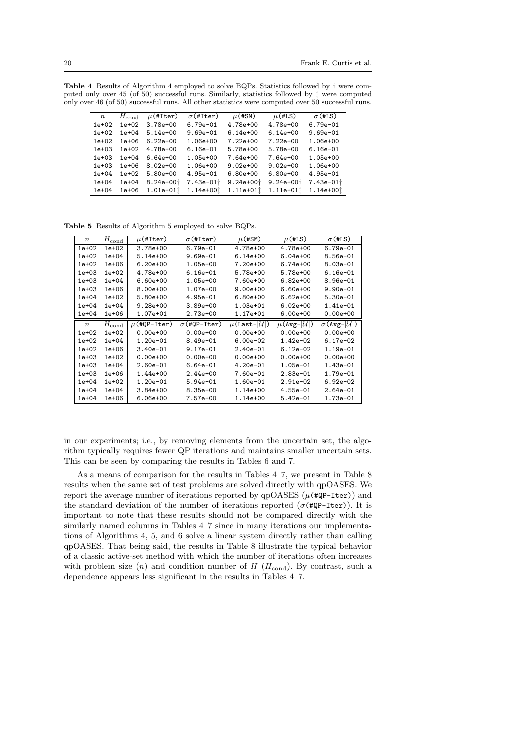**Table 4** Results of Algorithm 4 employed to solve BQPs. Statistics followed by † were computed only over 45 (of 50) successful runs. Similarly, statistics followed by ‡ were computed only over 46 (of 50) successful runs. All other statistics were computed over 50 successful runs.

| $n$ | $H_{\text{cond}}$ | $\mu$(#Iter) | $\sigma$(#Iter) | $\mu$(#SM) | $\mu$(#LS) | $\sigma$(#LS) |
|---|---|---|---|---|---|---|
| 1e+02 | 1e+02 | 3.78e+00 | 6.79e-01 | 4.78e+00 | 4.78e+00 | 6.79e-01 |
| 1e+02 | 1e+04 | 5.14e+00 | 9.69e-01 | 6.14e+00 | 6.14e+00 | 9.69e-01 |
| 1e+02 | 1e+06 | 6.22e+00 | 1.06e+00 | 7.22e+00 | 7.22e+00 | 1.06e+00 |
| 1e+03 | 1e+02 | 4.78e+00 | 6.16e-01 | 5.78e+00 | 5.78e+00 | 6.16e-01 |
| 1e+03 | 1e+04 | 6.64e+00 | 1.05e+00 | 7.64e+00 | 7.64e+00 | 1.05e+00 |
| 1e+03 | 1e+06 | 8.02e+00 | 1.06e+00 | 9.02e+00 | 9.02e+00 | 1.06e+00 |
| 1e+04 | 1e+02 | 5.80e+00 | 4.95e-01 | 6.80e+00 | 6.80e+00 | 4.95e-01 |
| 1e+04 | 1e+04 | 8.24e+00† | 7.43e-01† | 9.24e+00† | 9.24e+00† | 7.43e-01† |
| 1e+04 | 1e+06 | 1.01e+01‡ | 1.14e+00‡ | 1.11e+01‡ | 1.11e+01‡ | 1.14e+00‡ |

**Table 5** Results of Algorithm 5 employed to solve BQPs.

| $n$ | $H_{\text{cond}}$ | $\mu$(#Iter) | $\sigma$(#Iter) | $\mu$(#SM) | $\mu$(#LS) | $\sigma$(#LS) |
|---|---|---|---|---|---|---|
| 1e+02 | 1e+02 | 3.78e+00 | 6.79e-01 | 4.78e+00 | 4.78e+00 | 6.79e-01 |
| 1e+02 | 1e+04 | 5.14e+00 | 9.69e-01 | 6.14e+00 | 6.04e+00 | 8.56e-01 |
| 1e+02 | 1e+06 | 6.20e+00 | 1.05e+00 | 7.20e+00 | 6.74e+00 | 8.03e-01 |
| 1e+03 | 1e+02 | 4.78e+00 | 6.16e-01 | 5.78e+00 | 5.78e+00 | 6.16e-01 |
| 1e+03 | 1e+04 | 6.60e+00 | 1.05e+00 | 7.60e+00 | 6.82e+00 | 8.96e-01 |
| 1e+03 | 1e+06 | 8.00e+00 | 1.07e+00 | 9.00e+00 | 6.60e+00 | 9.90e-01 |
| 1e+04 | 1e+02 | 5.80e+00 | 4.95e-01 | 6.80e+00 | 6.62e+00 | 5.30e-01 |
| 1e+04 | 1e+04 | 9.28e+00 | 3.89e+00 | 1.03e+01 | 6.02e+00 | 1.41e-01 |
| 1e+04 | 1e+06 | 1.07e+01 | 2.73e+00 | 1.17e+01 | 6.00e+00 | 0.00e+00 |
| $n$ | $H_{\text{cond}}$ | $\mu$(#QP-Iter) | $\sigma$(#QP-Iter) | $\mu$(Last-$\|\mathcal{U}\|$) | $\mu$(Avg-$\|\mathcal{U}\|$) | $\sigma$(Avg-$\|\mathcal{U}\|$) |
| 1e+02 | 1e+02 | 0.00e+00 | 0.00e+00 | 0.00e+00 | 0.00e+00 | 0.00e+00 |
| 1e+02 | 1e+04 | 1.20e-01 | 8.49e-01 | 6.00e-02 | 1.42e-02 | 6.17e-02 |
| 1e+02 | 1e+06 | 3.40e-01 | 9.17e-01 | 2.40e-01 | 6.12e-02 | 1.19e-01 |
| 1e+03 | 1e+02 | 0.00e+00 | 0.00e+00 | 0.00e+00 | 0.00e+00 | 0.00e+00 |
| 1e+03 | 1e+04 | 2.60e-01 | 6.64e-01 | 4.20e-01 | 1.05e-01 | 1.43e-01 |
| 1e+03 | 1e+06 | 1.44e+00 | 2.44e+00 | 7.60e-01 | 2.83e-01 | 1.79e-01 |
| 1e+04 | 1e+02 | 1.20e-01 | 5.94e-01 | 1.60e-01 | 2.91e-02 | 6.92e-02 |
| 1e+04 | 1e+04 | 3.84e+00 | 8.35e+00 | 1.14e+00 | 4.55e-01 | 2.64e-01 |
| 1e+04 | 1e+06 | 6.06e+00 | 7.57e+00 | 1.14e+00 | 5.42e-01 | 1.73e-01 |

in our experiments; i.e., by removing elements from the uncertain set, the algorithm typically requires fewer QP iterations and maintains smaller uncertain sets. This can be seen by comparing the results in Tables 6 and 7.

As a means of comparison for the results in Tables 4–7, we present in Table 8 results when the same set of test problems are solved directly with qpOASES. We report the average number of iterations reported by qpOASES ($\mu$(#QP-Iter)) and the standard deviation of the number of iterations reported ($\sigma$(#QP-Iter)). It is important to note that these results should not be compared directly with the similarly named columns in Tables 4–7 since in many iterations our implementations of Algorithms 4, 5, and 6 solve a linear system directly rather than calling qpOASES. That being said, the results in Table 8 illustrate the typical behavior of a classic active-set method with which the number of iterations often increases with problem size ($n$) and condition number of $H$ ($H_{\text{cond}}$). By contrast, such a dependence appears less significant in the results in Tables 4–7.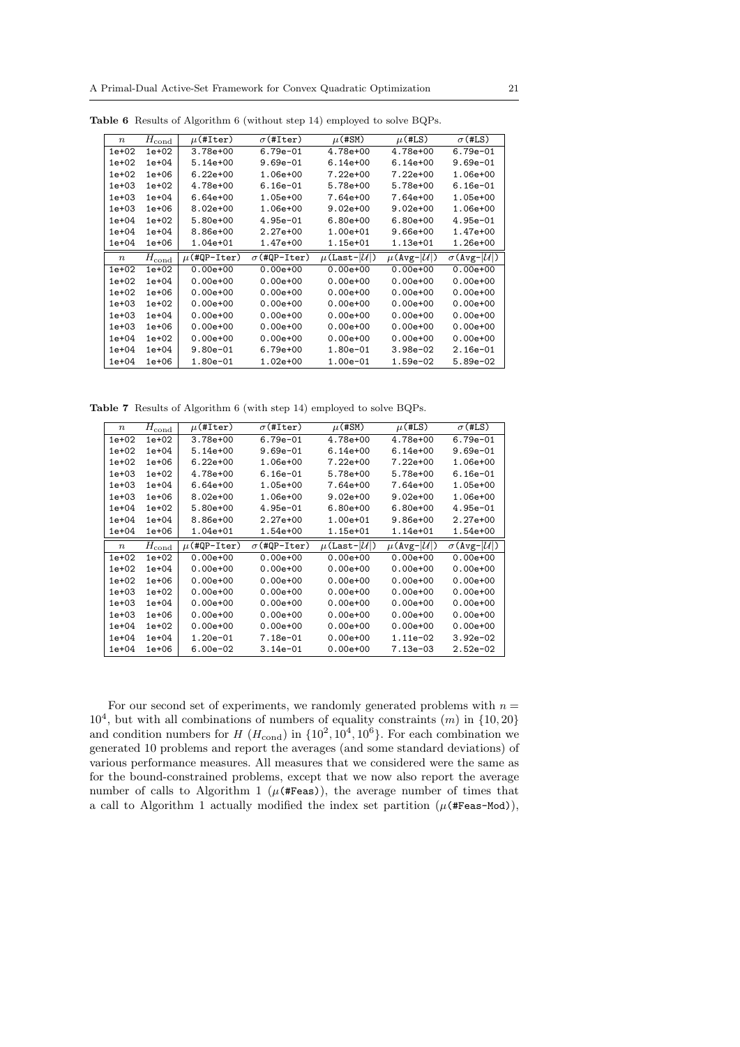**Table 6** Results of Algorithm 6 (without step 14) employed to solve BQPs.

| $n$ | $H_{\text{cond}}$ | $\mu$(#Iter) | $\sigma$(#Iter) | $\mu$(#SM) | $\mu$(#LS) | $\sigma$(#LS) |
|---|---|---|---|---|---|---|
| 1e+02 | 1e+02 | 3.78e+00 | 6.79e-01 | 4.78e+00 | 4.78e+00 | 6.79e-01 |
| 1e+02 | 1e+04 | 5.14e+00 | 9.69e-01 | 6.14e+00 | 6.14e+00 | 9.69e-01 |
| 1e+02 | 1e+06 | 6.22e+00 | 1.06e+00 | 7.22e+00 | 7.22e+00 | 1.06e+00 |
| 1e+03 | 1e+02 | 4.78e+00 | 6.16e-01 | 5.78e+00 | 5.78e+00 | 6.16e-01 |
| 1e+03 | 1e+04 | 6.64e+00 | 1.05e+00 | 7.64e+00 | 7.64e+00 | 1.05e+00 |
| 1e+03 | 1e+06 | 8.02e+00 | 1.06e+00 | 9.02e+00 | 9.02e+00 | 1.06e+00 |
| 1e+04 | 1e+02 | 5.80e+00 | 4.95e-01 | 6.80e+00 | 6.80e+00 | 4.95e-01 |
| 1e+04 | 1e+04 | 8.86e+00 | 2.27e+00 | 1.00e+01 | 9.66e+00 | 1.47e+00 |
| 1e+04 | 1e+06 | 1.04e+01 | 1.47e+00 | 1.15e+01 | 1.13e+01 | 1.26e+00 |
| $n$ | $H_{\text{cond}}$ | $\mu$(#QP-Iter) | $\sigma$(#QP-Iter) | $\mu$(Last-$\lvert\mathcal{U}\rvert$) | $\mu$(Avg-$\lvert\mathcal{U}\rvert$) | $\sigma$(Avg-$\lvert\mathcal{U}\rvert$) |
| 1e+02 | 1e+02 | 0.00e+00 | 0.00e+00 | 0.00e+00 | 0.00e+00 | 0.00e+00 |
| 1e+02 | 1e+04 | 0.00e+00 | 0.00e+00 | 0.00e+00 | 0.00e+00 | 0.00e+00 |
| 1e+02 | 1e+06 | 0.00e+00 | 0.00e+00 | 0.00e+00 | 0.00e+00 | 0.00e+00 |
| 1e+03 | 1e+02 | 0.00e+00 | 0.00e+00 | 0.00e+00 | 0.00e+00 | 0.00e+00 |
| 1e+03 | 1e+04 | 0.00e+00 | 0.00e+00 | 0.00e+00 | 0.00e+00 | 0.00e+00 |
| 1e+03 | 1e+06 | 0.00e+00 | 0.00e+00 | 0.00e+00 | 0.00e+00 | 0.00e+00 |
| 1e+04 | 1e+02 | 0.00e+00 | 0.00e+00 | 0.00e+00 | 0.00e+00 | 0.00e+00 |
| 1e+04 | 1e+04 | 9.80e-01 | 6.79e+00 | 1.80e-01 | 3.98e-02 | 2.16e-01 |
| 1e+04 | 1e+06 | 1.80e-01 | 1.02e+00 | 1.00e-01 | 1.59e-02 | 5.89e-02 |

**Table 7** Results of Algorithm 6 (with step 14) employed to solve BQPs.

| $n$ | $H_{\text{cond}}$ | $\mu$(#Iter) | $\sigma$(#Iter) | $\mu$(#SM) | $\mu$(#LS) | $\sigma$(#LS) |
|---|---|---|---|---|---|---|
| 1e+02 | 1e+02 | 3.78e+00 | 6.79e-01 | 4.78e+00 | 4.78e+00 | 6.79e-01 |
| 1e+02 | 1e+04 | 5.14e+00 | 9.69e-01 | 6.14e+00 | 6.14e+00 | 9.69e-01 |
| 1e+02 | 1e+06 | 6.22e+00 | 1.06e+00 | 7.22e+00 | 7.22e+00 | 1.06e+00 |
| 1e+03 | 1e+02 | 4.78e+00 | 6.16e-01 | 5.78e+00 | 5.78e+00 | 6.16e-01 |
| 1e+03 | 1e+04 | 6.64e+00 | 1.05e+00 | 7.64e+00 | 7.64e+00 | 1.05e+00 |
| 1e+03 | 1e+06 | 8.02e+00 | 1.06e+00 | 9.02e+00 | 9.02e+00 | 1.06e+00 |
| 1e+04 | 1e+02 | 5.80e+00 | 4.95e-01 | 6.80e+00 | 6.80e+00 | 4.95e-01 |
| 1e+04 | 1e+04 | 8.86e+00 | 2.27e+00 | 1.00e+01 | 9.86e+00 | 2.27e+00 |
| 1e+04 | 1e+06 | 1.04e+01 | 1.54e+00 | 1.15e+01 | 1.14e+01 | 1.54e+00 |
| $n$ | $H_{\text{cond}}$ | $\mu$(#QP-Iter) | $\sigma$(#QP-Iter) | $\mu$(Last-$\lvert\mathcal{U}\rvert$) | $\mu$(Avg-$\lvert\mathcal{U}\rvert$) | $\sigma$(Avg-$\lvert\mathcal{U}\rvert$) |
| 1e+02 | 1e+02 | 0.00e+00 | 0.00e+00 | 0.00e+00 | 0.00e+00 | 0.00e+00 |
| 1e+02 | 1e+04 | 0.00e+00 | 0.00e+00 | 0.00e+00 | 0.00e+00 | 0.00e+00 |
| 1e+02 | 1e+06 | 0.00e+00 | 0.00e+00 | 0.00e+00 | 0.00e+00 | 0.00e+00 |
| 1e+03 | 1e+02 | 0.00e+00 | 0.00e+00 | 0.00e+00 | 0.00e+00 | 0.00e+00 |
| 1e+03 | 1e+04 | 0.00e+00 | 0.00e+00 | 0.00e+00 | 0.00e+00 | 0.00e+00 |
| 1e+03 | 1e+06 | 0.00e+00 | 0.00e+00 | 0.00e+00 | 0.00e+00 | 0.00e+00 |
| 1e+04 | 1e+02 | 0.00e+00 | 0.00e+00 | 0.00e+00 | 0.00e+00 | 0.00e+00 |
| 1e+04 | 1e+04 | 1.20e-01 | 7.18e-01 | 0.00e+00 | 1.11e-02 | 3.92e-02 |
| 1e+04 | 1e+06 | 6.00e-02 | 3.14e-01 | 0.00e+00 | 7.13e-03 | 2.52e-02 |

For our second set of experiments, we randomly generated problems with $n = 10^4$, but with all combinations of numbers of equality constraints ($m$) in $\{10, 20\}$ and condition numbers for $H$ ($H_{\text{cond}}$) in $\{10^2, 10^4, 10^6\}$. For each combination we generated 10 problems and report the averages (and some standard deviations) of various performance measures. All measures that we considered were the same as for the bound-constrained problems, except that we now also report the average number of calls to Algorithm 1 ($\mu$(#Feas)), the average number of times that a call to Algorithm 1 actually modified the index set partition ($\mu$(#Feas-Mod)),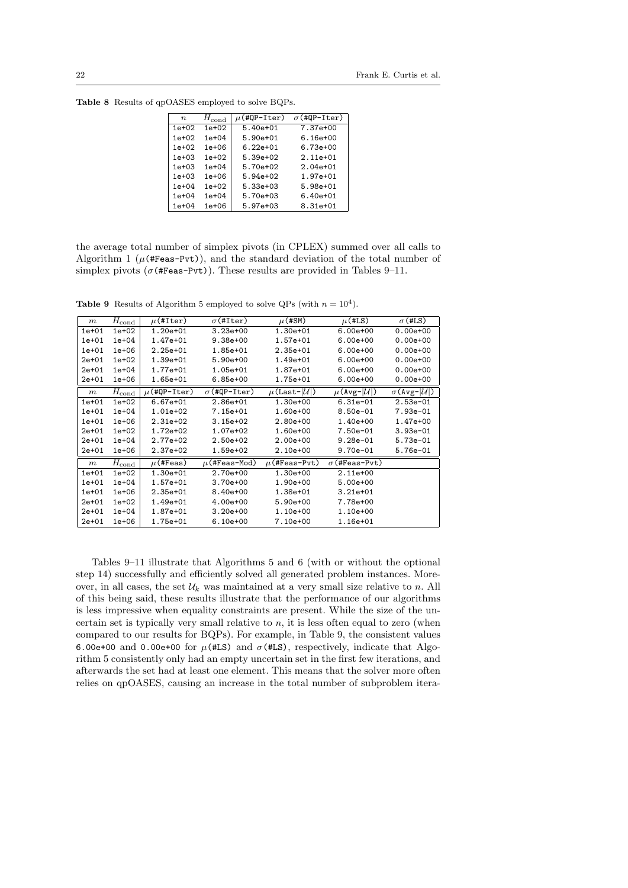**Table 8** Results of qpOASES employed to solve BQPs.

| $n$ | $H_{\rm cond}$ | $\mu$(#QP-Iter) | $\sigma$(#QP-Iter) |
|---|---|---|---|
| 1e+02 | 1e+02 | 5.40e+01 | 7.37e+00 |
| 1e+02 | 1e+04 | 5.90e+01 | 6.16e+00 |
| 1e+02 | 1e+06 | 6.22e+01 | 6.73e+00 |
| 1e+03 | 1e+02 | 5.39e+02 | 2.11e+01 |
| 1e+03 | 1e+04 | 5.70e+02 | 2.04e+01 |
| 1e+03 | 1e+06 | 5.94e+02 | 1.97e+01 |
| 1e+04 | 1e+02 | 5.33e+03 | 5.98e+01 |
| 1e+04 | 1e+04 | 5.70e+03 | 6.40e+01 |
| 1e+04 | 1e+06 | 5.97e+03 | 8.31e+01 |

the average total number of simplex pivots (in CPLEX) summed over all calls to Algorithm 1 ($\mu$(#Feas-Pvt)), and the standard deviation of the total number of simplex pivots ($\sigma$(#Feas-Pvt)). These results are provided in Tables 9–11.

**Table 9** Results of Algorithm 5 employed to solve QPs (with $n = 10^4$).

| $m$ | $H_{\rm cond}$ | $\mu$(#Iter) | $\sigma$(#Iter) | $\mu$(#SM) | $\mu$(#LS) | $\sigma$(#LS) |
|---|---|---|---|---|---|---|
| 1e+01 | 1e+02 | 1.20e+01 | 3.23e+00 | 1.30e+01 | 6.00e+00 | 0.00e+00 |
| 1e+01 | 1e+04 | 1.47e+01 | 9.38e+00 | 1.57e+01 | 6.00e+00 | 0.00e+00 |
| 1e+01 | 1e+06 | 2.25e+01 | 1.85e+01 | 2.35e+01 | 6.00e+00 | 0.00e+00 |
| 2e+01 | 1e+02 | 1.39e+01 | 5.90e+00 | 1.49e+01 | 6.00e+00 | 0.00e+00 |
| 2e+01 | 1e+04 | 1.77e+01 | 1.05e+01 | 1.87e+01 | 6.00e+00 | 0.00e+00 |
| 2e+01 | 1e+06 | 1.65e+01 | 6.85e+00 | 1.75e+01 | 6.00e+00 | 0.00e+00 |
| $m$ | $H_{\rm cond}$ | $\mu$(#QP-Iter) | $\sigma$(#QP-Iter) | $\mu$(Last-$\lvert\mathcal{U}\rvert$) | $\mu$(Avg-$\lvert\mathcal{U}\rvert$) | $\sigma$(Avg-$\lvert\mathcal{U}\rvert$) |
| 1e+01 | 1e+02 | 6.67e+01 | 2.86e+01 | 1.30e+00 | 6.31e-01 | 2.53e-01 |
| 1e+01 | 1e+04 | 1.01e+02 | 7.15e+01 | 1.60e+00 | 8.50e-01 | 7.93e-01 |
| 1e+01 | 1e+06 | 2.31e+02 | 3.15e+02 | 2.80e+00 | 1.40e+00 | 1.47e+00 |
| 2e+01 | 1e+02 | 1.72e+02 | 1.07e+02 | 1.60e+00 | 7.50e-01 | 3.93e-01 |
| 2e+01 | 1e+04 | 2.77e+02 | 2.50e+02 | 2.00e+00 | 9.28e-01 | 5.73e-01 |
| 2e+01 | 1e+06 | 2.37e+02 | 1.59e+02 | 2.10e+00 | 9.70e-01 | 5.76e-01 |
| $m$ | $H_{\rm cond}$ | $\mu$(#Feas) | $\mu$(#Feas-Mod) | $\mu$(#Feas-Pvt) | $\sigma$(#Feas-Pvt) | |
| 1e+01 | 1e+02 | 1.30e+01 | 2.70e+00 | 1.30e+00 | 2.11e+00 | |
| 1e+01 | 1e+04 | 1.57e+01 | 3.70e+00 | 1.90e+00 | 5.00e+00 | |
| 1e+01 | 1e+06 | 2.35e+01 | 8.40e+00 | 1.38e+01 | 3.21e+01 | |
| 2e+01 | 1e+02 | 1.49e+01 | 4.00e+00 | 5.90e+00 | 7.78e+00 | |
| 2e+01 | 1e+04 | 1.87e+01 | 3.20e+00 | 1.10e+00 | 1.10e+00 | |
| 2e+01 | 1e+06 | 1.75e+01 | 6.10e+00 | 7.10e+00 | 1.16e+01 | |

Tables 9–11 illustrate that Algorithms 5 and 6 (with or without the optional step 14) successfully and efficiently solved all generated problem instances. Moreover, in all cases, the set $\mathcal{U}_k$ was maintained at a very small size relative to $n$. All of this being said, these results illustrate that the performance of our algorithms is less impressive when equality constraints are present. While the size of the uncertain set is typically very small relative to $n$, it is less often equal to zero (when compared to our results for BQPs). For example, in Table 9, the consistent values 6.00e+00 and 0.00e+00 for $\mu$(#LS) and $\sigma$(#LS), respectively, indicate that Algorithm 5 consistently only had an empty uncertain set in the first few iterations, and afterwards the set had at least one element. This means that the solver more often relies on qpOASES, causing an increase in the total number of subproblem itera-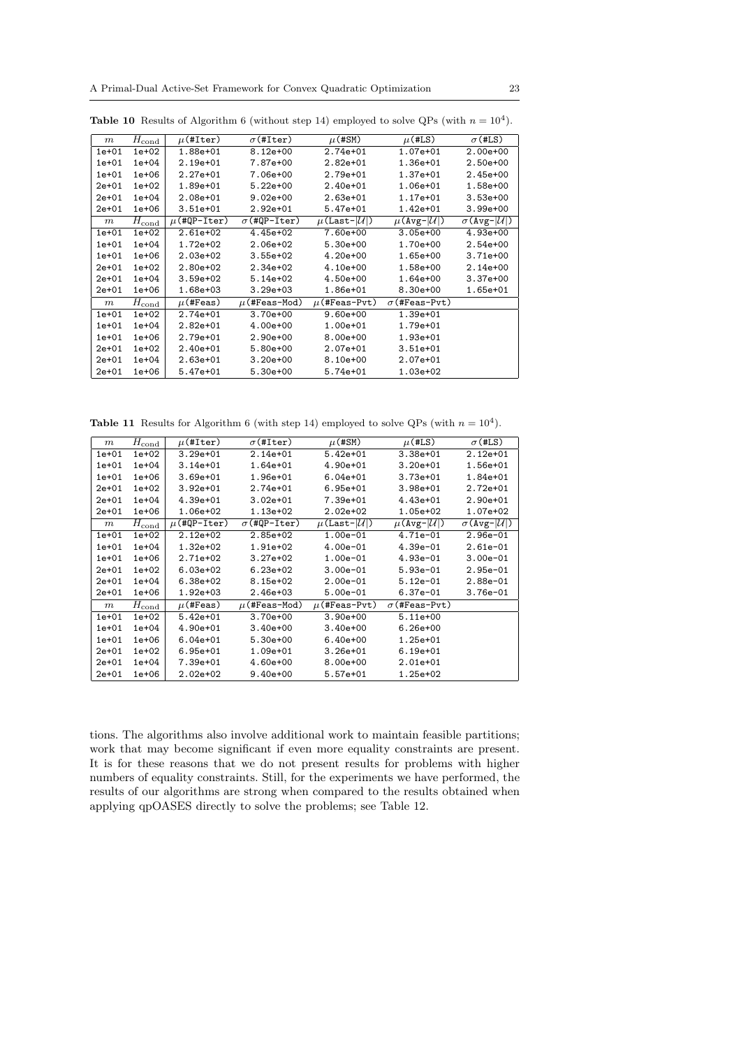**Table 10** Results of Algorithm 6 (without step 14) employed to solve QPs (with $n = 10^4$).

| $m$ | $H_{\text{cond}}$ | $\mu$(#Iter) | $\sigma$(#Iter) | $\mu$(#SM) | $\mu$(#LS) | $\sigma$(#LS) |
|---|---|---|---|---|---|---|
| 1e+01 | 1e+02 | 1.88e+01 | 8.12e+00 | 2.74e+01 | 1.07e+01 | 2.00e+00 |
| 1e+01 | 1e+04 | 2.19e+01 | 7.87e+00 | 2.82e+01 | 1.36e+01 | 2.50e+00 |
| 1e+01 | 1e+06 | 2.27e+01 | 7.06e+00 | 2.79e+01 | 1.37e+01 | 2.45e+00 |
| 2e+01 | 1e+02 | 1.89e+01 | 5.22e+00 | 2.40e+01 | 1.06e+01 | 1.58e+00 |
| 2e+01 | 1e+04 | 2.08e+01 | 9.02e+00 | 2.63e+01 | 1.17e+01 | 3.53e+00 |
| 2e+01 | 1e+06 | 3.51e+01 | 2.92e+01 | 5.47e+01 | 1.42e+01 | 3.99e+00 |
| $m$ | $H_{\text{cond}}$ | $\mu$(#QP-Iter) | $\sigma$(#QP-Iter) | $\mu$(Last-$\lvert\mathcal{U}\rvert$) | $\mu$(Avg-$\lvert\mathcal{U}\rvert$) | $\sigma$(Avg-$\lvert\mathcal{U}\rvert$) |
| 1e+01 | 1e+02 | 2.61e+02 | 4.45e+02 | 7.60e+00 | 3.05e+00 | 4.93e+00 |
| 1e+01 | 1e+04 | 1.72e+02 | 2.06e+02 | 5.30e+00 | 1.70e+00 | 2.54e+00 |
| 1e+01 | 1e+06 | 2.03e+02 | 3.55e+02 | 4.20e+00 | 1.65e+00 | 3.71e+00 |
| 2e+01 | 1e+02 | 2.80e+02 | 2.34e+02 | 4.10e+00 | 1.58e+00 | 2.14e+00 |
| 2e+01 | 1e+04 | 3.59e+02 | 5.14e+02 | 4.50e+00 | 1.64e+00 | 3.37e+00 |
| 2e+01 | 1e+06 | 1.68e+03 | 3.29e+03 | 1.86e+01 | 8.30e+00 | 1.65e+01 |
| $m$ | $H_{\text{cond}}$ | $\mu$(#Feas) | $\mu$(#Feas-Mod) | $\mu$(#Feas-Pvt) | $\sigma$(#Feas-Pvt) | |
| 1e+01 | 1e+02 | 2.74e+01 | 3.70e+00 | 9.60e+00 | 1.39e+01 | |
| 1e+01 | 1e+04 | 2.82e+01 | 4.00e+00 | 1.00e+01 | 1.79e+01 | |
| 1e+01 | 1e+06 | 2.79e+01 | 2.90e+00 | 8.00e+00 | 1.93e+01 | |
| 2e+01 | 1e+02 | 2.40e+01 | 5.80e+00 | 2.07e+01 | 3.51e+01 | |
| 2e+01 | 1e+04 | 2.63e+01 | 3.20e+00 | 8.10e+00 | 2.07e+01 | |
| 2e+01 | 1e+06 | 5.47e+01 | 5.30e+00 | 5.74e+01 | 1.03e+02 | |

**Table 11** Results for Algorithm 6 (with step 14) employed to solve QPs (with $n = 10^4$).

| $m$ | $H_{\text{cond}}$ | $\mu$(#Iter) | $\sigma$(#Iter) | $\mu$(#SM) | $\mu$(#LS) | $\sigma$(#LS) |
|---|---|---|---|---|---|---|
| 1e+01 | 1e+02 | 3.29e+01 | 2.14e+01 | 5.42e+01 | 3.38e+01 | 2.12e+01 |
| 1e+01 | 1e+04 | 3.14e+01 | 1.64e+01 | 4.90e+01 | 3.20e+01 | 1.56e+01 |
| 1e+01 | 1e+06 | 3.69e+01 | 1.96e+01 | 6.04e+01 | 3.73e+01 | 1.84e+01 |
| 2e+01 | 1e+02 | 3.92e+01 | 2.74e+01 | 6.95e+01 | 3.98e+01 | 2.72e+01 |
| 2e+01 | 1e+04 | 4.39e+01 | 3.02e+01 | 7.39e+01 | 4.43e+01 | 2.90e+01 |
| 2e+01 | 1e+06 | 1.06e+02 | 1.13e+02 | 2.02e+02 | 1.05e+02 | 1.07e+02 |
| $m$ | $H_{\text{cond}}$ | $\mu$(#QP-Iter) | $\sigma$(#QP-Iter) | $\mu$(Last-$\lvert\mathcal{U}\rvert$) | $\mu$(Avg-$\lvert\mathcal{U}\rvert$) | $\sigma$(Avg-$\lvert\mathcal{U}\rvert$) |
| 1e+01 | 1e+02 | 2.12e+02 | 2.85e+02 | 1.00e-01 | 4.71e-01 | 2.96e-01 |
| 1e+01 | 1e+04 | 1.32e+02 | 1.91e+02 | 4.00e-01 | 4.39e-01 | 2.61e-01 |
| 1e+01 | 1e+06 | 2.71e+02 | 3.27e+02 | 1.00e-01 | 4.93e-01 | 3.00e-01 |
| 2e+01 | 1e+02 | 6.03e+02 | 6.23e+02 | 3.00e-01 | 5.93e-01 | 2.95e-01 |
| 2e+01 | 1e+04 | 6.38e+02 | 8.15e+02 | 2.00e-01 | 5.12e-01 | 2.88e-01 |
| 2e+01 | 1e+06 | 1.92e+03 | 2.46e+03 | 5.00e-01 | 6.37e-01 | 3.76e-01 |
| $m$ | $H_{\text{cond}}$ | $\mu$(#Feas) | $\mu$(#Feas-Mod) | $\mu$(#Feas-Pvt) | $\sigma$(#Feas-Pvt) | |
| 1e+01 | 1e+02 | 5.42e+01 | 3.70e+00 | 3.90e+00 | 5.11e+00 | |
| 1e+01 | 1e+04 | 4.90e+01 | 3.40e+00 | 3.40e+00 | 6.26e+00 | |
| 1e+01 | 1e+06 | 6.04e+01 | 5.30e+00 | 6.40e+00 | 1.25e+01 | |
| 2e+01 | 1e+02 | 6.95e+01 | 1.09e+01 | 3.26e+01 | 6.19e+01 | |
| 2e+01 | 1e+04 | 7.39e+01 | 4.60e+00 | 8.00e+00 | 2.01e+01 | |
| 2e+01 | 1e+06 | 2.02e+02 | 9.40e+00 | 5.57e+01 | 1.25e+02 | |

tions. The algorithms also involve additional work to maintain feasible partitions; work that may become significant if even more equality constraints are present. It is for these reasons that we do not present results for problems with higher numbers of equality constraints. Still, for the experiments we have performed, the results of our algorithms are strong when compared to the results obtained when applying qpOASES directly to solve the problems; see Table 12.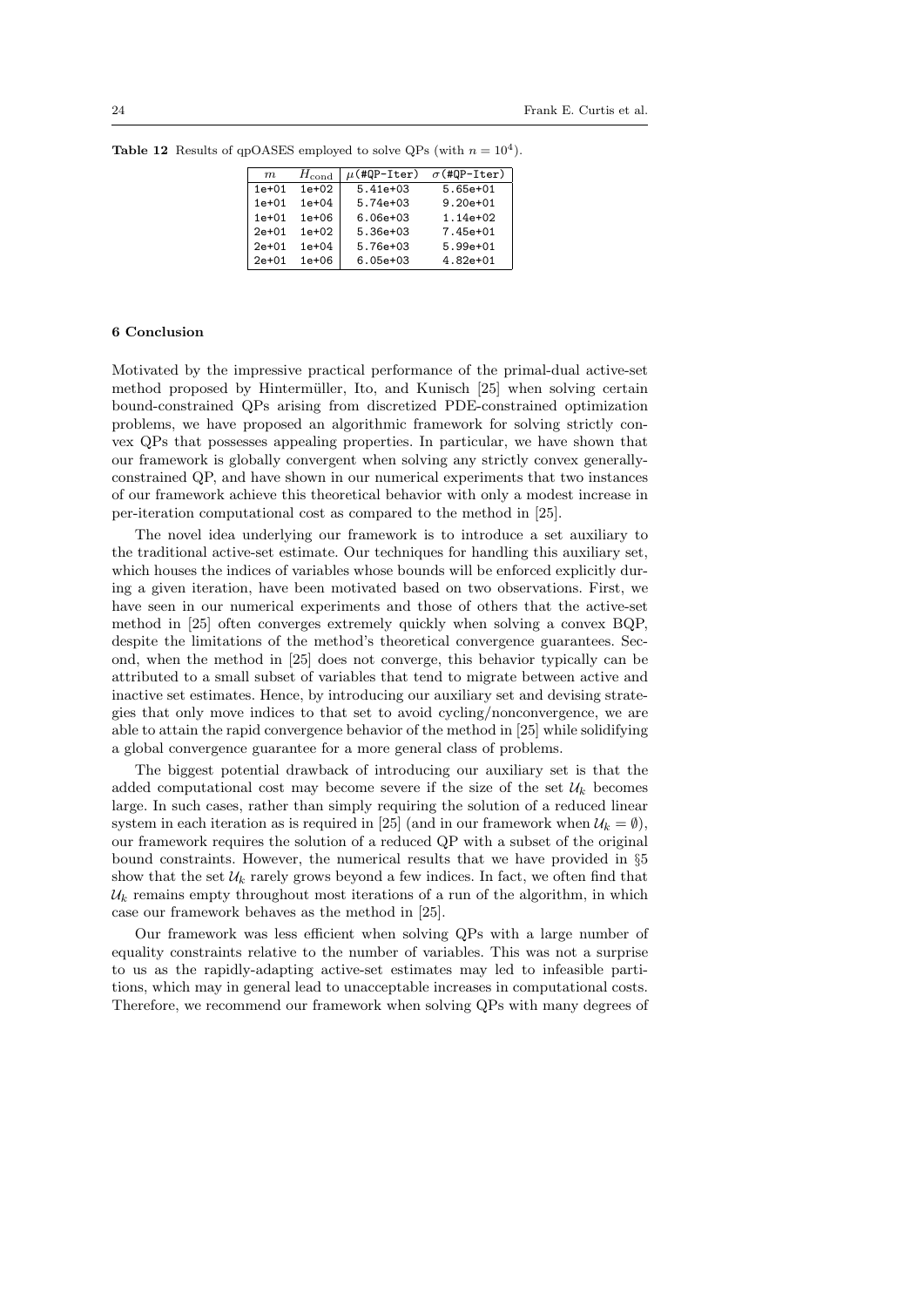**Table 12** Results of qpOASES employed to solve QPs (with $n = 10^4$).

| $m$ | $H_{\text{cond}}$ | $\mu$(#QP-Iter) | $\sigma$(#QP-Iter) |
|---|---|---|---|
| 1e+01 | 1e+02 | 5.41e+03 | 5.65e+01 |
| 1e+01 | 1e+04 | 5.74e+03 | 9.20e+01 |
| 1e+01 | 1e+06 | 6.06e+03 | 1.14e+02 |
| 2e+01 | 1e+02 | 5.36e+03 | 7.45e+01 |
| 2e+01 | 1e+04 | 5.76e+03 | 5.99e+01 |
| 2e+01 | 1e+06 | 6.05e+03 | 4.82e+01 |

## 6 Conclusion

Motivated by the impressive practical performance of the primal-dual active-set method proposed by Hintermüller, Ito, and Kunisch [25] when solving certain bound-constrained QPs arising from discretized PDE-constrained optimization problems, we have proposed an algorithmic framework for solving strictly convex QPs that possesses appealing properties. In particular, we have shown that our framework is globally convergent when solving any strictly convex generally-constrained QP, and have shown in our numerical experiments that two instances of our framework achieve this theoretical behavior with only a modest increase in per-iteration computational cost as compared to the method in [25].

The novel idea underlying our framework is to introduce a set auxiliary to the traditional active-set estimate. Our techniques for handling this auxiliary set, which houses the indices of variables whose bounds will be enforced explicitly during a given iteration, have been motivated based on two observations. First, we have seen in our numerical experiments and those of others that the active-set method in [25] often converges extremely quickly when solving a convex BQP, despite the limitations of the method's theoretical convergence guarantees. Second, when the method in [25] does not converge, this behavior typically can be attributed to a small subset of variables that tend to migrate between active and inactive set estimates. Hence, by introducing our auxiliary set and devising strategies that only move indices to that set to avoid cycling/nonconvergence, we are able to attain the rapid convergence behavior of the method in [25] while solidifying a global convergence guarantee for a more general class of problems.

The biggest potential drawback of introducing our auxiliary set is that the added computational cost may become severe if the size of the set $\mathcal{U}_k$ becomes large. In such cases, rather than simply requiring the solution of a reduced linear system in each iteration as is required in [25] (and in our framework when $\mathcal{U}_k = \emptyset$), our framework requires the solution of a reduced QP with a subset of the original bound constraints. However, the numerical results that we have provided in §5 show that the set $\mathcal{U}_k$ rarely grows beyond a few indices. In fact, we often find that $\mathcal{U}_k$ remains empty throughout most iterations of a run of the algorithm, in which case our framework behaves as the method in [25].

Our framework was less efficient when solving QPs with a large number of equality constraints relative to the number of variables. This was not a surprise to us as the rapidly-adapting active-set estimates may led to infeasible partitions, which may in general lead to unacceptable increases in computational costs. Therefore, we recommend our framework when solving QPs with many degrees of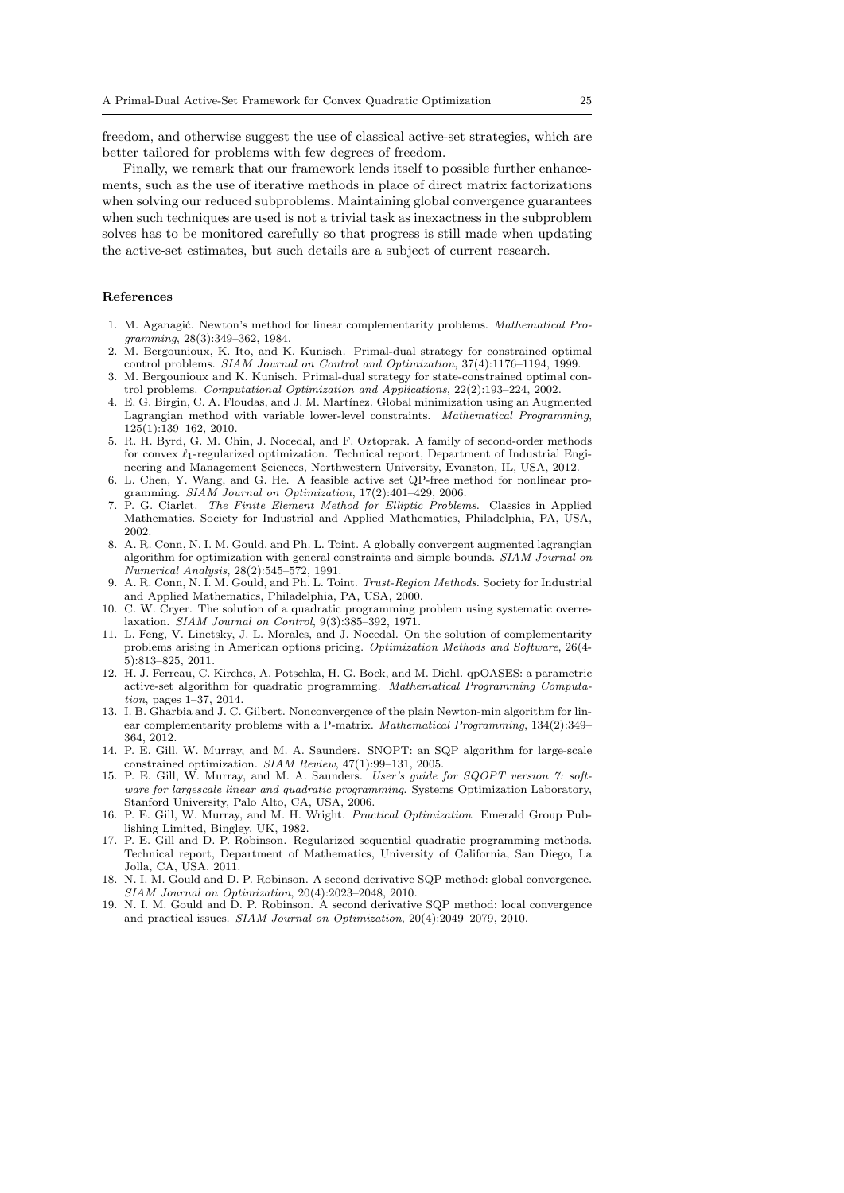freedom, and otherwise suggest the use of classical active-set strategies, which are better tailored for problems with few degrees of freedom.

Finally, we remark that our framework lends itself to possible further enhancements, such as the use of iterative methods in place of direct matrix factorizations when solving our reduced subproblems. Maintaining global convergence guarantees when such techniques are used is not a trivial task as inexactness in the subproblem solves has to be monitored carefully so that progress is still made when updating the active-set estimates, but such details are a subject of current research.

## References

1. M. Aganagić. Newton's method for linear complementarity problems. *Mathematical Programming*, 28(3):349–362, 1984.
2. M. Bergounioux, K. Ito, and K. Kunisch. Primal-dual strategy for constrained optimal control problems. *SIAM Journal on Control and Optimization*, 37(4):1176–1194, 1999.
3. M. Bergounioux and K. Kunisch. Primal-dual strategy for state-constrained optimal control problems. *Computational Optimization and Applications*, 22(2):193–224, 2002.
4. E. G. Birgin, C. A. Floudas, and J. M. Martínez. Global minimization using an Augmented Lagrangian method with variable lower-level constraints. *Mathematical Programming*, 125(1):139–162, 2010.
5. R. H. Byrd, G. M. Chin, J. Nocedal, and F. Oztoprak. A family of second-order methods for convex $\ell_1$-regularized optimization. Technical report, Department of Industrial Engineering and Management Sciences, Northwestern University, Evanston, IL, USA, 2012.
6. L. Chen, Y. Wang, and G. He. A feasible active set QP-free method for nonlinear programming. *SIAM Journal on Optimization*, 17(2):401–429, 2006.
7. P. G. Ciarlet. *The Finite Element Method for Elliptic Problems*. Classics in Applied Mathematics. Society for Industrial and Applied Mathematics, Philadelphia, PA, USA, 2002.
8. A. R. Conn, N. I. M. Gould, and Ph. L. Toint. A globally convergent augmented lagrangian algorithm for optimization with general constraints and simple bounds. *SIAM Journal on Numerical Analysis*, 28(2):545–572, 1991.
9. A. R. Conn, N. I. M. Gould, and Ph. L. Toint. *Trust-Region Methods*. Society for Industrial and Applied Mathematics, Philadelphia, PA, USA, 2000.
10. C. W. Cryer. The solution of a quadratic programming problem using systematic overrelaxation. *SIAM Journal on Control*, 9(3):385–392, 1971.
11. L. Feng, V. Linetsky, J. L. Morales, and J. Nocedal. On the solution of complementarity problems arising in American options pricing. *Optimization Methods and Software*, 26(4-5):813–825, 2011.
12. H. J. Ferreau, C. Kirches, A. Potschka, H. G. Bock, and M. Diehl. qpOASES: a parametric active-set algorithm for quadratic programming. *Mathematical Programming Computation*, pages 1–37, 2014.
13. I. B. Gharbia and J. C. Gilbert. Nonconvergence of the plain Newton-min algorithm for linear complementarity problems with a P-matrix. *Mathematical Programming*, 134(2):349–364, 2012.
14. P. E. Gill, W. Murray, and M. A. Saunders. SNOPT: an SQP algorithm for large-scale constrained optimization. *SIAM Review*, 47(1):99–131, 2005.
15. P. E. Gill, W. Murray, and M. A. Saunders. *User's guide for SQOPT version 7: software for largescale linear and quadratic programming*. Systems Optimization Laboratory, Stanford University, Palo Alto, CA, USA, 2006.
16. P. E. Gill, W. Murray, and M. H. Wright. *Practical Optimization*. Emerald Group Publishing Limited, Bingley, UK, 1982.
17. P. E. Gill and D. P. Robinson. Regularized sequential quadratic programming methods. Technical report, Department of Mathematics, University of California, San Diego, La Jolla, CA, USA, 2011.
18. N. I. M. Gould and D. P. Robinson. A second derivative SQP method: global convergence. *SIAM Journal on Optimization*, 20(4):2023–2048, 2010.
19. N. I. M. Gould and D. P. Robinson. A second derivative SQP method: local convergence and practical issues. *SIAM Journal on Optimization*, 20(4):2049–2079, 2010.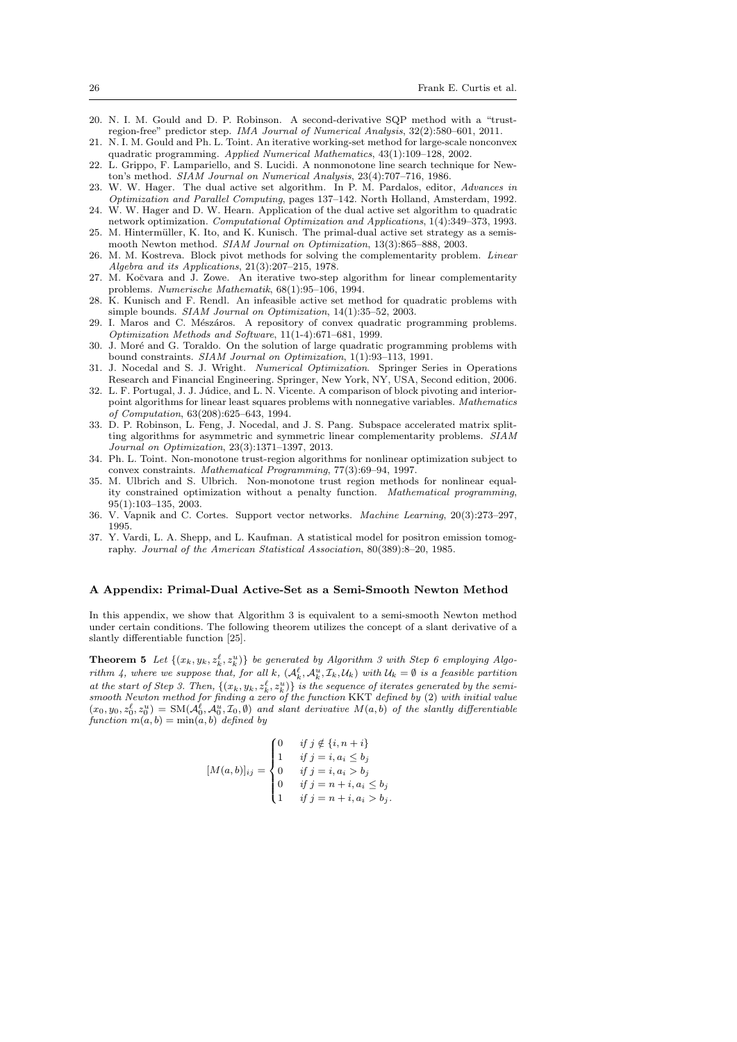20. N. I. M. Gould and D. P. Robinson. A second-derivative SQP method with a "trust-region-free" predictor step. *IMA Journal of Numerical Analysis*, 32(2):580–601, 2011.
21. N. I. M. Gould and Ph. L. Toint. An iterative working-set method for large-scale nonconvex quadratic programming. *Applied Numerical Mathematics*, 43(1):109–128, 2002.
22. L. Grippo, F. Lampariello, and S. Lucidi. A nonmonotone line search technique for Newton's method. *SIAM Journal on Numerical Analysis*, 23(4):707–716, 1986.
23. W. W. Hager. The dual active set algorithm. In P. M. Pardalos, editor, *Advances in Optimization and Parallel Computing*, pages 137–142. North Holland, Amsterdam, 1992.
24. W. W. Hager and D. W. Hearn. Application of the dual active set algorithm to quadratic network optimization. *Computational Optimization and Applications*, 1(4):349–373, 1993.
25. M. Hintermüller, K. Ito, and K. Kunisch. The primal-dual active set strategy as a semismooth Newton method. *SIAM Journal on Optimization*, 13(3):865–888, 2003.
26. M. M. Kostreva. Block pivot methods for solving the complementarity problem. *Linear Algebra and its Applications*, 21(3):207–215, 1978.
27. M. Kočvara and J. Zowe. An iterative two-step algorithm for linear complementarity problems. *Numerische Mathematik*, 68(1):95–106, 1994.
28. K. Kunisch and F. Rendl. An infeasible active set method for quadratic problems with simple bounds. *SIAM Journal on Optimization*, 14(1):35–52, 2003.
29. I. Maros and C. Mészáros. A repository of convex quadratic programming problems. *Optimization Methods and Software*, 11(1-4):671–681, 1999.
30. J. Moré and G. Toraldo. On the solution of large quadratic programming problems with bound constraints. *SIAM Journal on Optimization*, 1(1):93–113, 1991.
31. J. Nocedal and S. J. Wright. *Numerical Optimization*. Springer Series in Operations Research and Financial Engineering. Springer, New York, NY, USA, Second edition, 2006.
32. L. F. Portugal, J. J. Júdice, and L. N. Vicente. A comparison of block pivoting and interior-point algorithms for linear least squares problems with nonnegative variables. *Mathematics of Computation*, 63(208):625–643, 1994.
33. D. P. Robinson, L. Feng, J. Nocedal, and J. S. Pang. Subspace accelerated matrix splitting algorithms for asymmetric and symmetric linear complementarity problems. *SIAM Journal on Optimization*, 23(3):1371–1397, 2013.
34. Ph. L. Toint. Non-monotone trust-region algorithms for nonlinear optimization subject to convex constraints. *Mathematical Programming*, 77(3):69–94, 1997.
35. M. Ulbrich and S. Ulbrich. Non-monotone trust region methods for nonlinear equality constrained optimization without a penalty function. *Mathematical programming*, 95(1):103–135, 2003.
36. V. Vapnik and C. Cortes. Support vector networks. *Machine Learning*, 20(3):273–297, 1995.
37. Y. Vardi, L. A. Shepp, and L. Kaufman. A statistical model for positron emission tomography. *Journal of the American Statistical Association*, 80(389):8–20, 1985.

## A Appendix: Primal-Dual Active-Set as a Semi-Smooth Newton Method

In this appendix, we show that Algorithm 3 is equivalent to a semi-smooth Newton method under certain conditions. The following theorem utilizes the concept of a slant derivative of a slantly differentiable function [25].

**Theorem 5** *Let $\{(x_k, y_k, z_k^\ell, z_k^u)\}$ be generated by Algorithm 3 with Step 6 employing Algorithm 4, where we suppose that, for all $k$, $(\mathcal{A}_k^\ell, \mathcal{A}_k^u, \mathcal{I}_k, \mathcal{U}_k)$ with $\mathcal{U}_k = \emptyset$ is a feasible partition at the start of Step 3. Then, $\{(x_k, y_k, z_k^\ell, z_k^u)\}$ is the sequence of iterates generated by the semi-smooth Newton method for finding a zero of the function* KKT *defined by (2) with initial value $(x_0, y_0, z_0^\ell, z_0^u) = \mathrm{SM}(\mathcal{A}_0^\ell, \mathcal{A}_0^u, \mathcal{I}_0, \emptyset)$ and slant derivative $M(a,b)$ of the slantly differentiable function $m(a,b) = \min(a,b)$ defined by*

$$
[M(a,b)]_{ij} = \begin{cases} 0 & \text{if } j \notin \{i, n+i\} \\ 1 & \text{if } j = i, a_i \le b_j \\ 0 & \text{if } j = i, a_i > b_j \\ 0 & \text{if } j = n+i, a_i \le b_j \\ 1 & \text{if } j = n+i, a_i > b_j. \end{cases}
$$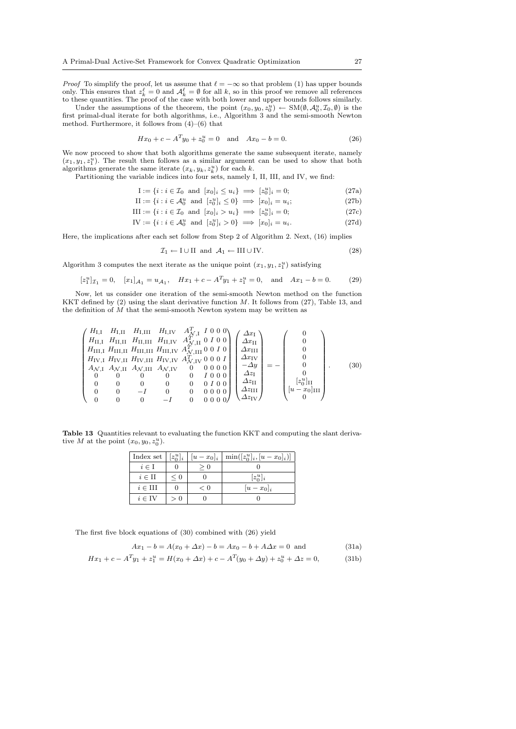*Proof* To simplify the proof, let us assume that $\ell = -\infty$ so that problem (1) has upper bounds only. This ensures that $z_k^\ell = 0$ and $\mathcal{A}_k^\ell = \emptyset$ for all $k$, so in this proof we remove all references to these quantities. The proof of the case with both lower and upper bounds follows similarly.

Under the assumptions of the theorem, the point $(x_0, y_0, z_0^u) \leftarrow \text{SM}(\emptyset, \mathcal{A}_0^u, \mathcal{I}_0, \emptyset)$ is the first primal-dual iterate for both algorithms, i.e., Algorithm 3 and the semi-smooth Newton method. Furthermore, it follows from (4)–(6) that

$$Hx_0 + c - A^T y_0 + z_0^u = 0 \quad \text{and} \quad Ax_0 - b = 0. \tag{26}$$

We now proceed to show that both algorithms generate the same subsequent iterate, namely $(x_1, y_1, z_1^u)$. The result then follows as a similar argument can be used to show that both algorithms generate the same iterate $(x_k, y_k, z_k^u)$ for each $k$.

Partitioning the variable indices into four sets, namely I, II, III, and IV, we find:

$$\text{I} := \{i : i \in \mathcal{I}_0 \text{ and } [x_0]_i \le u_i\} \implies [z_0^u]_i = 0; \tag{27a}$$

$$\text{II} := \{i : i \in \mathcal{A}_0^u \text{ and } [z_0^u]_i \le 0\} \implies [x_0]_i = u_i; \tag{27b}$$

$$\text{III} := \{i : i \in \mathcal{I}_0 \text{ and } [x_0]_i > u_i\} \implies [z_0^u]_i = 0; \tag{27c}$$

$$\text{IV} := \{i : i \in \mathcal{A}_0^u \text{ and } [z_0^u]_i > 0\} \implies [x_0]_i = u_i. \tag{27d}$$

Here, the implications after each set follow from Step 2 of Algorithm 2. Next, (16) implies

$$\mathcal{I}_1 \leftarrow \text{I} \cup \text{II} \text{ and } \mathcal{A}_1 \leftarrow \text{III} \cup \text{IV}. \tag{28}$$

Algorithm 3 computes the next iterate as the unique point $(x_1, y_1, z_1^u)$ satisfying

$$[z_1^u]_{\mathcal{I}_1} = 0, \quad [x_1]_{\mathcal{A}_1} = u_{\mathcal{A}_1}, \quad Hx_1 + c - A^T y_1 + z_1^u = 0, \quad \text{and} \quad Ax_1 - b = 0. \tag{29}$$

Now, let us consider one iteration of the semi-smooth Newton method on the function KKT defined by (2) using the slant derivative function $M$. It follows from (27), Table 13, and the definition of $M$ that the semi-smooth Newton system may be written as

$$\begin{pmatrix} H_{\text{I,I}} & H_{\text{I,II}} & H_{\text{I,III}} & H_{\text{I,IV}} & A_{\mathcal{N},\text{I}}^T & I & 0 & 0 & 0 \\ H_{\text{II,I}} & H_{\text{II,II}} & H_{\text{II,III}} & H_{\text{II,IV}} & A_{\mathcal{N},\text{II}}^T & 0 & I & 0 & 0 \\ H_{\text{III,I}} & H_{\text{III,II}} & H_{\text{III,III}} & H_{\text{III,IV}} & A_{\mathcal{N},\text{III}}^T & 0 & 0 & I & 0 \\ H_{\text{IV,I}} & H_{\text{IV,II}} & H_{\text{IV,III}} & H_{\text{IV,IV}} & A_{\mathcal{N},\text{IV}}^T & 0 & 0 & 0 & I \\ A_{\mathcal{N},\text{I}} & A_{\mathcal{N},\text{II}} & A_{\mathcal{N},\text{III}} & A_{\mathcal{N},\text{IV}} & 0 & 0 & 0 & 0 & 0 \\ 0 & 0 & 0 & 0 & 0 & I & 0 & 0 & 0 \\ 0 & 0 & 0 & 0 & 0 & 0 & I & 0 & 0 \\ 0 & 0 & -I & 0 & 0 & 0 & 0 & 0 & 0 \\ 0 & 0 & 0 & -I & 0 & 0 & 0 & 0 & 0 \end{pmatrix} \begin{pmatrix} \Delta x_{\text{I}} \\ \Delta x_{\text{II}} \\ \Delta x_{\text{III}} \\ \Delta x_{\text{IV}} \\ -\Delta y \\ \Delta z_{\text{I}} \\ \Delta z_{\text{II}} \\ \Delta z_{\text{III}} \\ \Delta z_{\text{IV}} \end{pmatrix} = - \begin{pmatrix} 0 \\ 0 \\ 0 \\ 0 \\ 0 \\ 0 \\ [z_0^u]_{\text{II}} \\ [u - x_0]_{\text{III}} \\ 0 \end{pmatrix}. \tag{30}$$

**Table 13** Quantities relevant to evaluating the function KKT and computing the slant derivative $M$ at the point $(x_0, y_0, z_0^u)$.

| Index set | $[z_0^u]_i$ | $[u - x_0]_i$ | $\min([z_0^u]_i, [u - x_0]_i)$ |
|---|---|---|---|
| $i \in \text{I}$ | $0$ | $\ge 0$ | $0$ |
| $i \in \text{II}$ | $\le 0$ | $0$ | $[z_0^u]_i$ |
| $i \in \text{III}$ | $0$ | $< 0$ | $[u - x_0]_i$ |
| $i \in \text{IV}$ | $> 0$ | $0$ | $0$ |

The first five block equations of (30) combined with (26) yield

$$Ax_1 - b = A(x_0 + \Delta x) - b = Ax_0 - b + A\Delta x = 0 \text{ and} \tag{31a}$$

$$Hx_1 + c - A^T y_1 + z_1^u = H(x_0 + \Delta x) + c - A^T(y_0 + \Delta y) + z_0^u + \Delta z = 0, \tag{31b}$$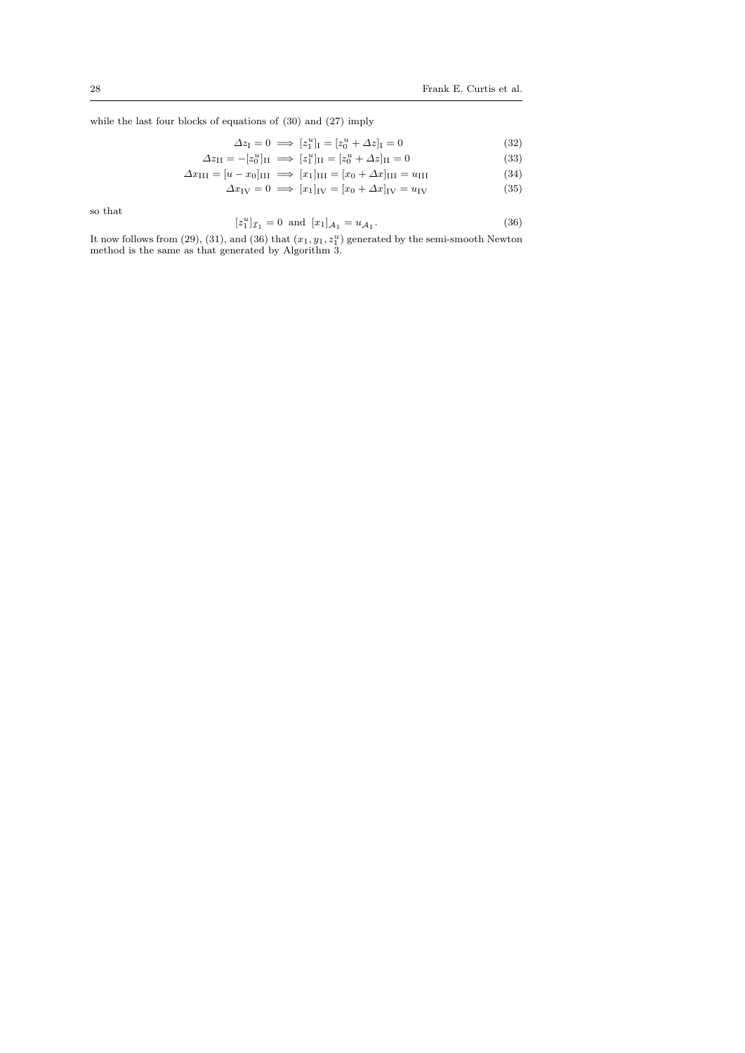while the last four blocks of equations of (30) and (27) imply

$$\Delta z_{\mathrm{I}} = 0 \implies [z_1^u]_{\mathrm{I}} = [z_0^u + \Delta z]_{\mathrm{I}} = 0 \tag{32}$$

$$\Delta z_{\mathrm{II}} = -[z_0^u]_{\mathrm{II}} \implies [z_1^u]_{\mathrm{II}} = [z_0^u + \Delta z]_{\mathrm{II}} = 0 \tag{33}$$

$$\Delta x_{\mathrm{III}} = [u - x_0]_{\mathrm{III}} \implies [x_1]_{\mathrm{III}} = [x_0 + \Delta x]_{\mathrm{III}} = u_{\mathrm{III}} \tag{34}$$

$$\Delta x_{\mathrm{IV}} = 0 \implies [x_1]_{\mathrm{IV}} = [x_0 + \Delta x]_{\mathrm{IV}} = u_{\mathrm{IV}} \tag{35}$$

so that

$$[z_1^u]_{\mathcal{I}_1} = 0 \ \text{ and } \ [x_1]_{\mathcal{A}_1} = u_{\mathcal{A}_1}. \tag{36}$$

It now follows from (29), (31), and (36) that $(x_1, y_1, z_1^u)$ generated by the semi-smooth Newton method is the same as that generated by Algorithm 3.